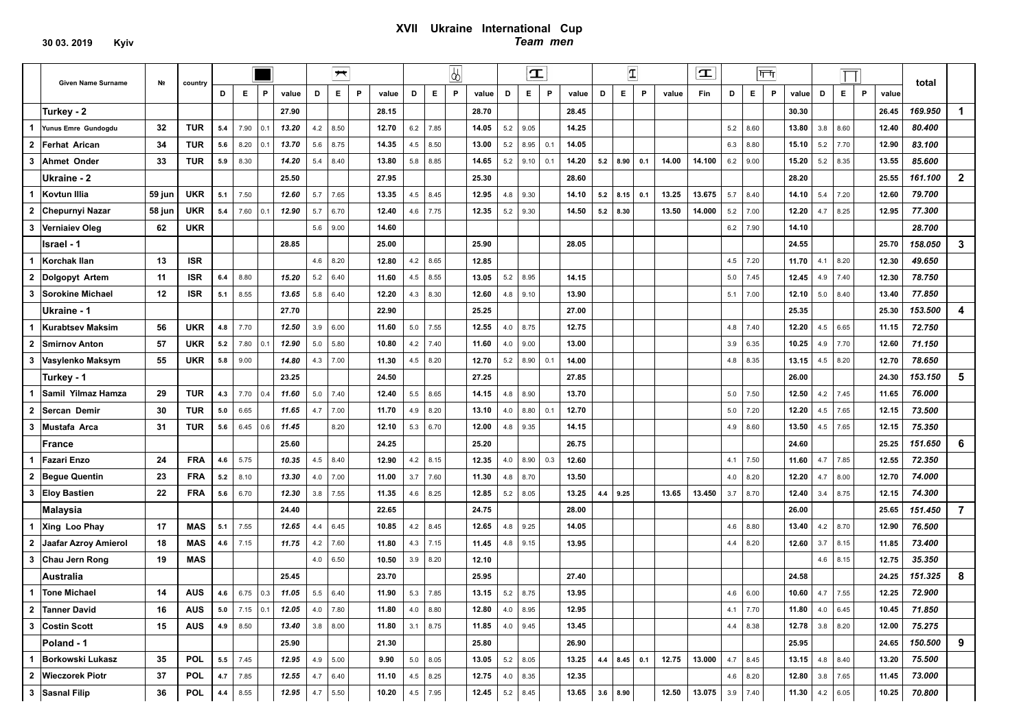**30 03. 2019 Kyiv**

# XVII Ukraine International Cup

## *Team men*

| | Given Name Surname | № | country | Floor | | | | Pommel horse | | | | Rings | | | | Vault | | | | Vault | | | | Vault | Parallel bars | | | | High bar | | | | total | |
|---|---|---|---|---|---|---|---|---|---|---|---|---|---|---|---|---|---|---|---|---|---|---|---|---|---|---|---|---|---|---|---|---|---|---|
| | | | | D | E | P | value | D | E | P | value | D | E | P | value | D | E | P | value | D | E | P | value | Fin | D | E | P | value | D | E | P | value | | |
| | **Turkey - 2** | | | | | | **27.90** | | | | **28.15** | | | | **28.70** | | | | **28.45** | | | | | | | | | **30.30** | | | | **26.45** | ***169.950*** | **1** |
| 1 | Yunus Emre Gundogdu | 32 | TUR | 5.4 | 7.90 | 0.1 | *13.20* | 4.2 | 8.50 | | 12.70 | 6.2 | 7.85 | | 14.05 | 5.2 | 9.05 | | 14.25 | | | | | | 5.2 | 8.60 | | 13.80 | 3.8 | 8.60 | | 12.40 | *80.400* | |
| 2 | Ferhat Arican | 34 | TUR | 5.6 | 8.20 | 0.1 | *13.70* | 5.6 | 8.75 | | 14.35 | 4.5 | 8.50 | | 13.00 | 5.2 | 8.95 | 0.1 | 14.05 | | | | | | 6.3 | 8.80 | | 15.10 | 5.2 | 7.70 | | 12.90 | *83.100* | |
| 3 | Ahmet Onder | 33 | TUR | 5.9 | 8.30 | | *14.20* | 5.4 | 8.40 | | 13.80 | 5.8 | 8.85 | | 14.65 | 5.2 | 9.10 | 0.1 | 14.20 | 5.2 | 8.90 | 0.1 | 14.00 | 14.100 | 6.2 | 9.00 | | 15.20 | 5.2 | 8.35 | | 13.55 | *85.600* | |
| | **Ukraine - 2** | | | | | | **25.50** | | | | **27.95** | | | | **25.30** | | | | **28.60** | | | | | | | | | **28.20** | | | | **25.55** | ***161.100*** | **2** |
| 1 | Kovtun Illia | 59 jun | UKR | 5.1 | 7.50 | | *12.60* | 5.7 | 7.65 | | 13.35 | 4.5 | 8.45 | | 12.95 | 4.8 | 9.30 | | 14.10 | 5.2 | 8.15 | 0.1 | 13.25 | 13.675 | 5.7 | 8.40 | | 14.10 | 5.4 | 7.20 | | 12.60 | *79.700* | |
| 2 | Chepurnyi Nazar | 58 jun | UKR | 5.4 | 7.60 | 0.1 | *12.90* | 5.7 | 6.70 | | 12.40 | 4.6 | 7.75 | | 12.35 | 5.2 | 9.30 | | 14.50 | 5.2 | 8.30 | | 13.50 | 14.000 | 5.2 | 7.00 | | 12.20 | 4.7 | 8.25 | | 12.95 | *77.300* | |
| 3 | Verniaiev Oleg | 62 | UKR | | | | | 5.6 | 9.00 | | 14.60 | | | | | | | | | | | | | | 6.2 | 7.90 | | 14.10 | | | | | *28.700* | |
| | **Israel - 1** | | | | | | **28.85** | | | | **25.00** | | | | **25.90** | | | | **28.05** | | | | | | | | | **24.55** | | | | **25.70** | ***158.050*** | **3** |
| 1 | Korchak Ilan | 13 | ISR | | | | | 4.6 | 8.20 | | 12.80 | 4.2 | 8.65 | | 12.85 | | | | | | | | | | 4.5 | 7.20 | | 11.70 | 4.1 | 8.20 | | 12.30 | *49.650* | |
| 2 | Dolgopyt Artem | 11 | ISR | 6.4 | 8.80 | | *15.20* | 5.2 | 6.40 | | 11.60 | 4.5 | 8.55 | | 13.05 | 5.2 | 8.95 | | 14.15 | | | | | | 5.0 | 7.45 | | 12.45 | 4.9 | 7.40 | | 12.30 | *78.750* | |
| 3 | Sorokine Michael | 12 | ISR | 5.1 | 8.55 | | *13.65* | 5.8 | 6.40 | | 12.20 | 4.3 | 8.30 | | 12.60 | 4.8 | 9.10 | | 13.90 | | | | | | 5.1 | 7.00 | | 12.10 | 5.0 | 8.40 | | 13.40 | *77.850* | |
| | **Ukraine - 1** | | | | | | **27.70** | | | | **22.90** | | | | **25.25** | | | | **27.00** | | | | | | | | | **25.35** | | | | **25.30** | ***153.500*** | **4** |
| 1 | Kurabtsev Maksim | 56 | UKR | 4.8 | 7.70 | | *12.50* | 3.9 | 6.00 | | 11.60 | 5.0 | 7.55 | | 12.55 | 4.0 | 8.75 | | 12.75 | | | | | | 4.8 | 7.40 | | 12.20 | 4.5 | 6.65 | | 11.15 | *72.750* | |
| 2 | Smirnov Anton | 57 | UKR | 5.2 | 7.80 | 0.1 | *12.90* | 5.0 | 5.80 | | 10.80 | 4.2 | 7.40 | | 11.60 | 4.0 | 9.00 | | 13.00 | | | | | | 3.9 | 6.35 | | 10.25 | 4.9 | 7.70 | | 12.60 | *71.150* | |
| 3 | Vasylenko Maksym | 55 | UKR | 5.8 | 9.00 | | *14.80* | 4.3 | 7.00 | | 11.30 | 4.5 | 8.20 | | 12.70 | 5.2 | 8.90 | 0.1 | 14.00 | | | | | | 4.8 | 8.35 | | 13.15 | 4.5 | 8.20 | | 12.70 | *78.650* | |
| | **Turkey - 1** | | | | | | **23.25** | | | | **24.50** | | | | **27.25** | | | | **27.85** | | | | | | | | | **26.00** | | | | **24.30** | ***153.150*** | **5** |
| 1 | Samil Yilmaz Hamza | 29 | TUR | 4.3 | 7.70 | 0.4 | *11.60* | 5.0 | 7.40 | | 12.40 | 5.5 | 8.65 | | 14.15 | 4.8 | 8.90 | | 13.70 | | | | | | 5.0 | 7.50 | | 12.50 | 4.2 | 7.45 | | 11.65 | *76.000* | |
| 2 | Sercan Demir | 30 | TUR | 5.0 | 6.65 | | *11.65* | 4.7 | 7.00 | | 11.70 | 4.9 | 8.20 | | 13.10 | 4.0 | 8.80 | 0.1 | 12.70 | | | | | | 5.0 | 7.20 | | 12.20 | 4.5 | 7.65 | | 12.15 | *73.500* | |
| 3 | Mustafa Arca | 31 | TUR | 5.6 | 6.45 | 0.6 | *11.45* | | 8.20 | | 12.10 | 5.3 | 6.70 | | 12.00 | 4.8 | 9.35 | | 14.15 | | | | | | 4.9 | 8.60 | | 13.50 | 4.5 | 7.65 | | 12.15 | *75.350* | |
| | **France** | | | | | | **25.60** | | | | **24.25** | | | | **25.20** | | | | **26.75** | | | | | | | | | **24.60** | | | | **25.25** | ***151.650*** | **6** |
| 1 | Fazari Enzo | 24 | FRA | 4.6 | 5.75 | | *10.35* | 4.5 | 8.40 | | 12.90 | 4.2 | 8.15 | | 12.35 | 4.0 | 8.90 | 0.3 | 12.60 | | | | | | 4.1 | 7.50 | | 11.60 | 4.7 | 7.85 | | 12.55 | *72.350* | |
| 2 | Begue Quentin | 23 | FRA | 5.2 | 8.10 | | *13.30* | 4.0 | 7.00 | | 11.00 | 3.7 | 7.60 | | 11.30 | 4.8 | 8.70 | | 13.50 | | | | | | 4.0 | 8.20 | | 12.20 | 4.7 | 8.00 | | 12.70 | *74.000* | |
| 3 | Eloy Bastien | 22 | FRA | 5.6 | 6.70 | | *12.30* | 3.8 | 7.55 | | 11.35 | 4.6 | 8.25 | | 12.85 | 5.2 | 8.05 | | 13.25 | 4.4 | 9.25 | | 13.65 | 13.450 | 3.7 | 8.70 | | 12.40 | 3.4 | 8.75 | | 12.15 | *74.300* | |
| | **Malaysia** | | | | | | **24.40** | | | | **22.65** | | | | **24.75** | | | | **28.00** | | | | | | | | | **26.00** | | | | **25.65** | ***151.450*** | **7** |
| 1 | Xing Loo Phay | 17 | MAS | 5.1 | 7.55 | | *12.65* | 4.4 | 6.45 | | 10.85 | 4.2 | 8.45 | | 12.65 | 4.8 | 9.25 | | 14.05 | | | | | | 4.6 | 8.80 | | 13.40 | 4.2 | 8.70 | | 12.90 | *76.500* | |
| 2 | Jaafar Azroy Amierol | 18 | MAS | 4.6 | 7.15 | | *11.75* | 4.2 | 7.60 | | 11.80 | 4.3 | 7.15 | | 11.45 | 4.8 | 9.15 | | 13.95 | | | | | | 4.4 | 8.20 | | 12.60 | 3.7 | 8.15 | | 11.85 | *73.400* | |
| 3 | Chau Jern Rong | 19 | MAS | | | | | 4.0 | 6.50 | | 10.50 | 3.9 | 8.20 | | 12.10 | | | | | | | | | | | | | | 4.6 | 8.15 | | 12.75 | *35.350* | |
| | **Australia** | | | | | | **25.45** | | | | **23.70** | | | | **25.95** | | | | **27.40** | | | | | | | | | **24.58** | | | | **24.25** | ***151.325*** | **8** |
| 1 | Tone Michael | 14 | AUS | 4.6 | 6.75 | 0.3 | *11.05* | 5.5 | 6.40 | | 11.90 | 5.3 | 7.85 | | 13.15 | 5.2 | 8.75 | | 13.95 | | | | | | 4.6 | 6.00 | | 10.60 | 4.7 | 7.55 | | 12.25 | *72.900* | |
| 2 | Tanner David | 16 | AUS | 5.0 | 7.15 | 0.1 | *12.05* | 4.0 | 7.80 | | 11.80 | 4.0 | 8.80 | | 12.80 | 4.0 | 8.95 | | 12.95 | | | | | | 4.1 | 7.70 | | 11.80 | 4.0 | 6.45 | | 10.45 | *71.850* | |
| 3 | Costin Scott | 15 | AUS | 4.9 | 8.50 | | *13.40* | 3.8 | 8.00 | | 11.80 | 3.1 | 8.75 | | 11.85 | 4.0 | 9.45 | | 13.45 | | | | | | 4.4 | 8.38 | | 12.78 | 3.8 | 8.20 | | 12.00 | *75.275* | |
| | **Poland - 1** | | | | | | **25.90** | | | | **21.30** | | | | **25.80** | | | | **26.90** | | | | | | | | | **25.95** | | | | **24.65** | ***150.500*** | **9** |
| 1 | Borkowski Lukasz | 35 | POL | 5.5 | 7.45 | | *12.95* | 4.9 | 5.00 | | 9.90 | 5.0 | 8.05 | | 13.05 | 5.2 | 8.05 | | 13.25 | 4.4 | 8.45 | 0.1 | 12.75 | 13.000 | 4.7 | 8.45 | | 13.15 | 4.8 | 8.40 | | 13.20 | *75.500* | |
| 2 | Wieczorek Piotr | 37 | POL | 4.7 | 7.85 | | *12.55* | 4.7 | 6.40 | | 11.10 | 4.5 | 8.25 | | 12.75 | 4.0 | 8.35 | | 12.35 | | | | | | 4.6 | 8.20 | | 12.80 | 3.8 | 7.65 | | 11.45 | *73.000* | |
| 3 | Sasnal Filip | 36 | POL | 4.4 | 8.55 | | *12.95* | 4.7 | 5.50 | | 10.20 | 4.5 | 7.95 | | 12.45 | 5.2 | 8.45 | | 13.65 | 3.6 | 8.90 | | 12.50 | 13.075 | 3.9 | 7.40 | | 11.30 | 4.2 | 6.05 | | 10.25 | *70.800* | |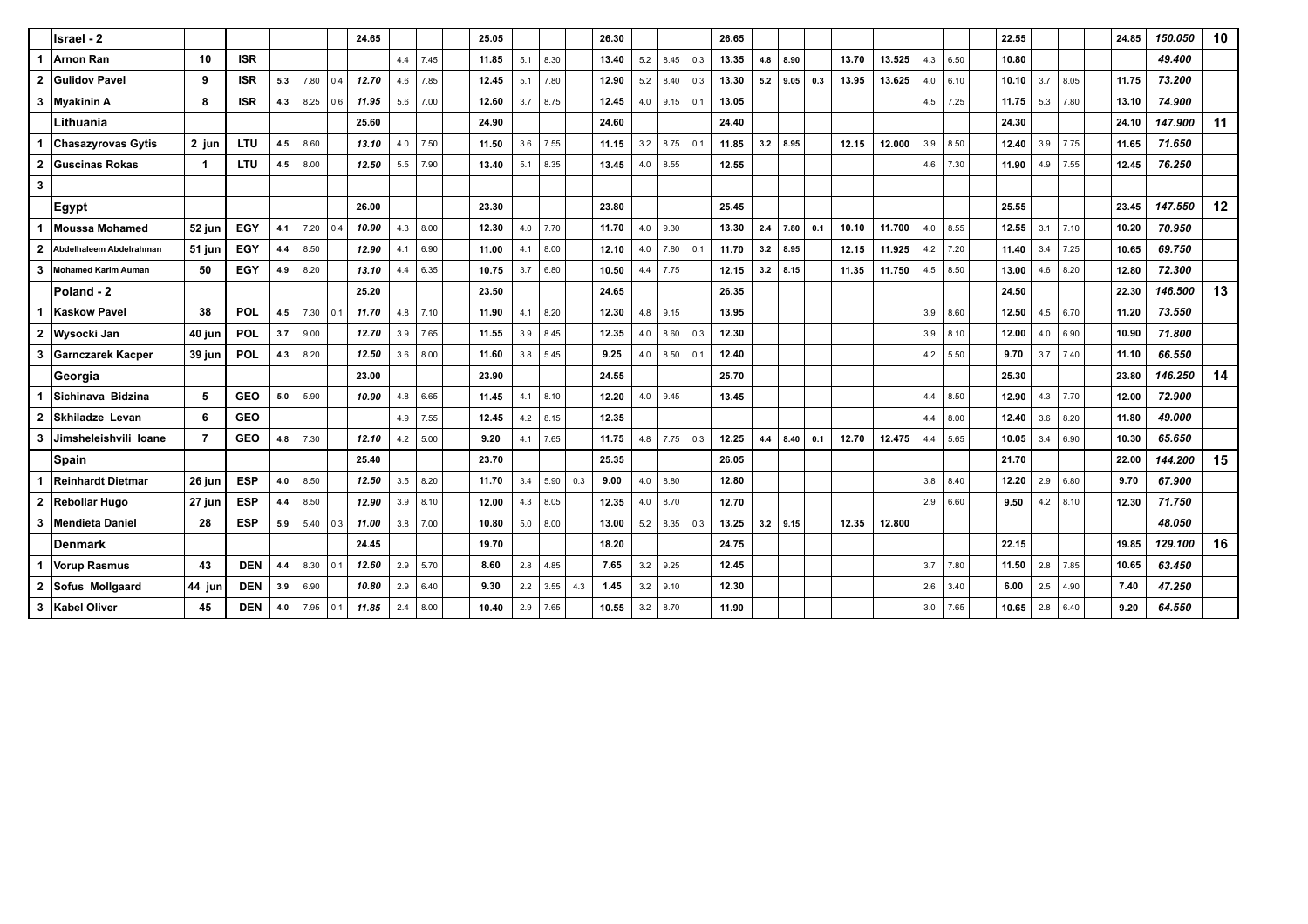| | Israel - 2 | | | | | | 24.65 | | | | 25.05 | | | | 26.30 | | | | 26.65 | | | | | | | | | 22.55 | | | | 24.85 | 150.050 | 10 |
|---|---|---|---|---|---|---|---|---|---|---|---|---|---|---|---|---|---|---|---|---|---|---|---|---|---|---|---|---|---|---|---|---|---|---|
| 1 | Arnon Ran | 10 | ISR | | | | | 4.4 | 7.45 | | 11.85 | 5.1 | 8.30 | | 13.40 | 5.2 | 8.45 | 0.3 | 13.35 | 4.8 | 8.90 | | 13.70 | 13.525 | 4.3 | 6.50 | | 10.80 | | | | | 49.400 | |
| 2 | Gulidov Pavel | 9 | ISR | 5.3 | 7.80 | 0.4 | 12.70 | 4.6 | 7.85 | | 12.45 | 5.1 | 7.80 | | 12.90 | 5.2 | 8.40 | 0.3 | 13.30 | 5.2 | 9.05 | 0.3 | 13.95 | 13.625 | 4.0 | 6.10 | | 10.10 | 3.7 | 8.05 | | 11.75 | 73.200 | |
| 3 | Myakinin A | 8 | ISR | 4.3 | 8.25 | 0.6 | 11.95 | 5.6 | 7.00 | | 12.60 | 3.7 | 8.75 | | 12.45 | 4.0 | 9.15 | 0.1 | 13.05 | | | | | | 4.5 | 7.25 | | 11.75 | 5.3 | 7.80 | | 13.10 | 74.900 | |
| | Lithuania | | | | | | 25.60 | | | | 24.90 | | | | 24.60 | | | | 24.40 | | | | | | | | | 24.30 | | | | 24.10 | 147.900 | 11 |
| 1 | Chasazyrovas Gytis | 2 jun | LTU | 4.5 | 8.60 | | 13.10 | 4.0 | 7.50 | | 11.50 | 3.6 | 7.55 | | 11.15 | 3.2 | 8.75 | 0.1 | 11.85 | 3.2 | 8.95 | | 12.15 | 12.000 | 3.9 | 8.50 | | 12.40 | 3.9 | 7.75 | | 11.65 | 71.650 | |
| 2 | Guscinas Rokas | 1 | LTU | 4.5 | 8.00 | | 12.50 | 5.5 | 7.90 | | 13.40 | 5.1 | 8.35 | | 13.45 | 4.0 | 8.55 | | 12.55 | | | | | | 4.6 | 7.30 | | 11.90 | 4.9 | 7.55 | | 12.45 | 76.250 | |
| 3 | | | | | | | | | | | | | | | | | | | | | | | | | | | | | | | | | | |
| | Egypt | | | | | | 26.00 | | | | 23.30 | | | | 23.80 | | | | 25.45 | | | | | | | | | 25.55 | | | | 23.45 | 147.550 | 12 |
| 1 | Moussa Mohamed | 52 jun | EGY | 4.1 | 7.20 | 0.4 | 10.90 | 4.3 | 8.00 | | 12.30 | 4.0 | 7.70 | | 11.70 | 4.0 | 9.30 | | 13.30 | 2.4 | 7.80 | 0.1 | 10.10 | 11.700 | 4.0 | 8.55 | | 12.55 | 3.1 | 7.10 | | 10.20 | 70.950 | |
| 2 | Abdelhaleem Abdelrahman | 51 jun | EGY | 4.4 | 8.50 | | 12.90 | 4.1 | 6.90 | | 11.00 | 4.1 | 8.00 | | 12.10 | 4.0 | 7.80 | 0.1 | 11.70 | 3.2 | 8.95 | | 12.15 | 11.925 | 4.2 | 7.20 | | 11.40 | 3.4 | 7.25 | | 10.65 | 69.750 | |
| 3 | Mohamed Karim Auman | 50 | EGY | 4.9 | 8.20 | | 13.10 | 4.4 | 6.35 | | 10.75 | 3.7 | 6.80 | | 10.50 | 4.4 | 7.75 | | 12.15 | 3.2 | 8.15 | | 11.35 | 11.750 | 4.5 | 8.50 | | 13.00 | 4.6 | 8.20 | | 12.80 | 72.300 | |
| | Poland - 2 | | | | | | 25.20 | | | | 23.50 | | | | 24.65 | | | | 26.35 | | | | | | | | | 24.50 | | | | 22.30 | 146.500 | 13 |
| 1 | Kaskow Pavel | 38 | POL | 4.5 | 7.30 | 0.1 | 11.70 | 4.8 | 7.10 | | 11.90 | 4.1 | 8.20 | | 12.30 | 4.8 | 9.15 | | 13.95 | | | | | | 3.9 | 8.60 | | 12.50 | 4.5 | 6.70 | | 11.20 | 73.550 | |
| 2 | Wysocki Jan | 40 jun | POL | 3.7 | 9.00 | | 12.70 | 3.9 | 7.65 | | 11.55 | 3.9 | 8.45 | | 12.35 | 4.0 | 8.60 | 0.3 | 12.30 | | | | | | 3.9 | 8.10 | | 12.00 | 4.0 | 6.90 | | 10.90 | 71.800 | |
| 3 | Garnczarek Kacper | 39 jun | POL | 4.3 | 8.20 | | 12.50 | 3.6 | 8.00 | | 11.60 | 3.8 | 5.45 | | 9.25 | 4.0 | 8.50 | 0.1 | 12.40 | | | | | | 4.2 | 5.50 | | 9.70 | 3.7 | 7.40 | | 11.10 | 66.550 | |
| | Georgia | | | | | | 23.00 | | | | 23.90 | | | | 24.55 | | | | 25.70 | | | | | | | | | 25.30 | | | | 23.80 | 146.250 | 14 |
| 1 | Sichinava Bidzina | 5 | GEO | 5.0 | 5.90 | | 10.90 | 4.8 | 6.65 | | 11.45 | 4.1 | 8.10 | | 12.20 | 4.0 | 9.45 | | 13.45 | | | | | | 4.4 | 8.50 | | 12.90 | 4.3 | 7.70 | | 12.00 | 72.900 | |
| 2 | Skhiladze Levan | 6 | GEO | | | | | 4.9 | 7.55 | | 12.45 | 4.2 | 8.15 | | 12.35 | | | | | | | | | | 4.4 | 8.00 | | 12.40 | 3.6 | 8.20 | | 11.80 | 49.000 | |
| 3 | Jimsheleishvili Ioane | 7 | GEO | 4.8 | 7.30 | | 12.10 | 4.2 | 5.00 | | 9.20 | 4.1 | 7.65 | | 11.75 | 4.8 | 7.75 | 0.3 | 12.25 | 4.4 | 8.40 | 0.1 | 12.70 | 12.475 | 4.4 | 5.65 | | 10.05 | 3.4 | 6.90 | | 10.30 | 65.650 | |
| | Spain | | | | | | 25.40 | | | | 23.70 | | | | 25.35 | | | | 26.05 | | | | | | | | | 21.70 | | | | 22.00 | 144.200 | 15 |
| 1 | Reinhardt Dietmar | 26 jun | ESP | 4.0 | 8.50 | | 12.50 | 3.5 | 8.20 | | 11.70 | 3.4 | 5.90 | 0.3 | 9.00 | 4.0 | 8.80 | | 12.80 | | | | | | 3.8 | 8.40 | | 12.20 | 2.9 | 6.80 | | 9.70 | 67.900 | |
| 2 | Rebollar Hugo | 27 jun | ESP | 4.4 | 8.50 | | 12.90 | 3.9 | 8.10 | | 12.00 | 4.3 | 8.05 | | 12.35 | 4.0 | 8.70 | | 12.70 | | | | | | 2.9 | 6.60 | | 9.50 | 4.2 | 8.10 | | 12.30 | 71.750 | |
| 3 | Mendieta Daniel | 28 | ESP | 5.9 | 5.40 | 0.3 | 11.00 | 3.8 | 7.00 | | 10.80 | 5.0 | 8.00 | | 13.00 | 5.2 | 8.35 | 0.3 | 13.25 | 3.2 | 9.15 | | 12.35 | 12.800 | | | | | | | | | 48.050 | |
| | Denmark | | | | | | 24.45 | | | | 19.70 | | | | 18.20 | | | | 24.75 | | | | | | | | | 22.15 | | | | 19.85 | 129.100 | 16 |
| 1 | Vorup Rasmus | 43 | DEN | 4.4 | 8.30 | 0.1 | 12.60 | 2.9 | 5.70 | | 8.60 | 2.8 | 4.85 | | 7.65 | 3.2 | 9.25 | | 12.45 | | | | | | 3.7 | 7.80 | | 11.50 | 2.8 | 7.85 | | 10.65 | 63.450 | |
| 2 | Sofus Mollgaard | 44 jun | DEN | 3.9 | 6.90 | | 10.80 | 2.9 | 6.40 | | 9.30 | 2.2 | 3.55 | 4.3 | 1.45 | 3.2 | 9.10 | | 12.30 | | | | | | 2.6 | 3.40 | | 6.00 | 2.5 | 4.90 | | 7.40 | 47.250 | |
| 3 | Kabel Oliver | 45 | DEN | 4.0 | 7.95 | 0.1 | 11.85 | 2.4 | 8.00 | | 10.40 | 2.9 | 7.65 | | 10.55 | 3.2 | 8.70 | | 11.90 | | | | | | 3.0 | 7.65 | | 10.65 | 2.8 | 6.40 | | 9.20 | 64.550 | |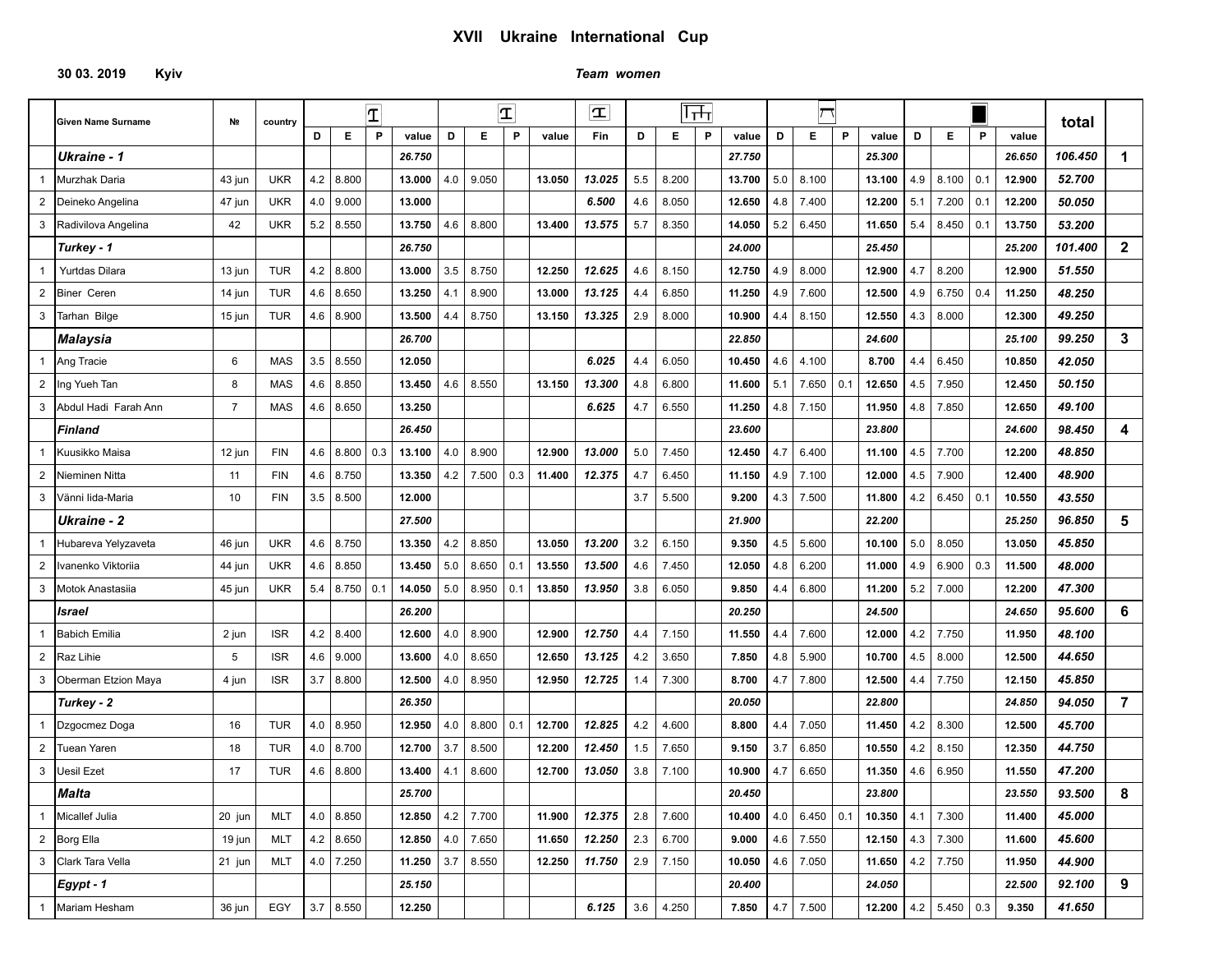# XVII Ukraine International Cup

**30 03. 2019 Kyiv**

***Team women***

| | Given Name Surname | № | country | Vault D | Vault E | Vault P | Vault value | Vault 2 D | Vault 2 E | Vault 2 P | Vault 2 value | Vault Fin | Uneven Bars D | Uneven Bars E | Uneven Bars P | Uneven Bars value | Beam D | Beam E | Beam P | Beam value | Floor D | Floor E | Floor P | Floor value | total | |
|---|---|---|---|---|---|---|---|---|---|---|---|---|---|---|---|---|---|---|---|---|---|---|---|---|---|---|
| | ***Ukraine - 1*** | | | | | | ***26.750*** | | | | | | | | | ***27.750*** | | | | ***25.300*** | | | | ***26.650*** | ***106.450*** | **1** |
| 1 | Murzhak Daria | 43 jun | UKR | 4.2 | 8.800 | | **13.000** | 4.0 | 9.050 | | **13.050** | ***13.025*** | 5.5 | 8.200 | | **13.700** | 5.0 | 8.100 | | **13.100** | 4.9 | 8.100 | 0.1 | **12.900** | ***52.700*** | |
| 2 | Deineko Angelina | 47 jun | UKR | 4.0 | 9.000 | | **13.000** | | | | | ***6.500*** | 4.6 | 8.050 | | **12.650** | 4.8 | 7.400 | | **12.200** | 5.1 | 7.200 | 0.1 | **12.200** | ***50.050*** | |
| 3 | Radivilova Angelina | 42 | UKR | 5.2 | 8.550 | | **13.750** | 4.6 | 8.800 | | **13.400** | ***13.575*** | 5.7 | 8.350 | | **14.050** | 5.2 | 6.450 | | **11.650** | 5.4 | 8.450 | 0.1 | **13.750** | ***53.200*** | |
| | ***Turkey - 1*** | | | | | | ***26.750*** | | | | | | | | | ***24.000*** | | | | ***25.450*** | | | | ***25.200*** | ***101.400*** | **2** |
| 1 | Yurtdas Dilara | 13 jun | TUR | 4.2 | 8.800 | | **13.000** | 3.5 | 8.750 | | **12.250** | ***12.625*** | 4.6 | 8.150 | | **12.750** | 4.9 | 8.000 | | **12.900** | 4.7 | 8.200 | | **12.900** | ***51.550*** | |
| 2 | Biner Ceren | 14 jun | TUR | 4.6 | 8.650 | | **13.250** | 4.1 | 8.900 | | **13.000** | ***13.125*** | 4.4 | 6.850 | | **11.250** | 4.9 | 7.600 | | **12.500** | 4.9 | 6.750 | 0.4 | **11.250** | ***48.250*** | |
| 3 | Tarhan Bilge | 15 jun | TUR | 4.6 | 8.900 | | **13.500** | 4.4 | 8.750 | | **13.150** | ***13.325*** | 2.9 | 8.000 | | **10.900** | 4.4 | 8.150 | | **12.550** | 4.3 | 8.000 | | **12.300** | ***49.250*** | |
| | ***Malaysia*** | | | | | | ***26.700*** | | | | | | | | | ***22.850*** | | | | ***24.600*** | | | | ***25.100*** | ***99.250*** | **3** |
| 1 | Ang Tracie | 6 | MAS | 3.5 | 8.550 | | **12.050** | | | | | ***6.025*** | 4.4 | 6.050 | | **10.450** | 4.6 | 4.100 | | **8.700** | 4.4 | 6.450 | | **10.850** | ***42.050*** | |
| 2 | Ing Yueh Tan | 8 | MAS | 4.6 | 8.850 | | **13.450** | 4.6 | 8.550 | | **13.150** | ***13.300*** | 4.8 | 6.800 | | **11.600** | 5.1 | 7.650 | 0.1 | **12.650** | 4.5 | 7.950 | | **12.450** | ***50.150*** | |
| 3 | Abdul Hadi Farah Ann | 7 | MAS | 4.6 | 8.650 | | **13.250** | | | | | ***6.625*** | 4.7 | 6.550 | | **11.250** | 4.8 | 7.150 | | **11.950** | 4.8 | 7.850 | | **12.650** | ***49.100*** | |
| | ***Finland*** | | | | | | ***26.450*** | | | | | | | | | ***23.600*** | | | | ***23.800*** | | | | ***24.600*** | ***98.450*** | **4** |
| 1 | Kuusikko Maisa | 12 jun | FIN | 4.6 | 8.800 | 0.3 | **13.100** | 4.0 | 8.900 | | **12.900** | ***13.000*** | 5.0 | 7.450 | | **12.450** | 4.7 | 6.400 | | **11.100** | 4.5 | 7.700 | | **12.200** | ***48.850*** | |
| 2 | Nieminen Nitta | 11 | FIN | 4.6 | 8.750 | | **13.350** | 4.2 | 7.500 | 0.3 | **11.400** | ***12.375*** | 4.7 | 6.450 | | **11.150** | 4.9 | 7.100 | | **12.000** | 4.5 | 7.900 | | **12.400** | ***48.900*** | |
| 3 | Vänni Iida-Maria | 10 | FIN | 3.5 | 8.500 | | **12.000** | | | | | | 3.7 | 5.500 | | **9.200** | 4.3 | 7.500 | | **11.800** | 4.2 | 6.450 | 0.1 | **10.550** | ***43.550*** | |
| | ***Ukraine - 2*** | | | | | | ***27.500*** | | | | | | | | | ***21.900*** | | | | ***22.200*** | | | | ***25.250*** | ***96.850*** | **5** |
| 1 | Hubareva Yelyzaveta | 46 jun | UKR | 4.6 | 8.750 | | **13.350** | 4.2 | 8.850 | | **13.050** | ***13.200*** | 3.2 | 6.150 | | **9.350** | 4.5 | 5.600 | | **10.100** | 5.0 | 8.050 | | **13.050** | ***45.850*** | |
| 2 | Ivanenko Viktoriia | 44 jun | UKR | 4.6 | 8.850 | | **13.450** | 5.0 | 8.650 | 0.1 | **13.550** | ***13.500*** | 4.6 | 7.450 | | **12.050** | 4.8 | 6.200 | | **11.000** | 4.9 | 6.900 | 0.3 | **11.500** | ***48.000*** | |
| 3 | Motok Anastasiia | 45 jun | UKR | 5.4 | 8.750 | 0.1 | **14.050** | 5.0 | 8.950 | 0.1 | **13.850** | ***13.950*** | 3.8 | 6.050 | | **9.850** | 4.4 | 6.800 | | **11.200** | 5.2 | 7.000 | | **12.200** | ***47.300*** | |
| | ***Israel*** | | | | | | ***26.200*** | | | | | | | | | ***20.250*** | | | | ***24.500*** | | | | ***24.650*** | ***95.600*** | **6** |
| 1 | Babich Emilia | 2 jun | ISR | 4.2 | 8.400 | | **12.600** | 4.0 | 8.900 | | **12.900** | ***12.750*** | 4.4 | 7.150 | | **11.550** | 4.4 | 7.600 | | **12.000** | 4.2 | 7.750 | | **11.950** | ***48.100*** | |
| 2 | Raz Lihie | 5 | ISR | 4.6 | 9.000 | | **13.600** | 4.0 | 8.650 | | **12.650** | ***13.125*** | 4.2 | 3.650 | | **7.850** | 4.8 | 5.900 | | **10.700** | 4.5 | 8.000 | | **12.500** | ***44.650*** | |
| 3 | Oberman Etzion Maya | 4 jun | ISR | 3.7 | 8.800 | | **12.500** | 4.0 | 8.950 | | **12.950** | ***12.725*** | 1.4 | 7.300 | | **8.700** | 4.7 | 7.800 | | **12.500** | 4.4 | 7.750 | | **12.150** | ***45.850*** | |
| | ***Turkey - 2*** | | | | | | ***26.350*** | | | | | | | | | ***20.050*** | | | | ***22.800*** | | | | ***24.850*** | ***94.050*** | **7** |
| 1 | Dzgocmez Doga | 16 | TUR | 4.0 | 8.950 | | **12.950** | 4.0 | 8.800 | 0.1 | **12.700** | ***12.825*** | 4.2 | 4.600 | | **8.800** | 4.4 | 7.050 | | **11.450** | 4.2 | 8.300 | | **12.500** | ***45.700*** | |
| 2 | Tuean Yaren | 18 | TUR | 4.0 | 8.700 | | **12.700** | 3.7 | 8.500 | | **12.200** | ***12.450*** | 1.5 | 7.650 | | **9.150** | 3.7 | 6.850 | | **10.550** | 4.2 | 8.150 | | **12.350** | ***44.750*** | |
| 3 | Uesil Ezet | 17 | TUR | 4.6 | 8.800 | | **13.400** | 4.1 | 8.600 | | **12.700** | ***13.050*** | 3.8 | 7.100 | | **10.900** | 4.7 | 6.650 | | **11.350** | 4.6 | 6.950 | | **11.550** | ***47.200*** | |
| | ***Malta*** | | | | | | ***25.700*** | | | | | | | | | ***20.450*** | | | | ***23.800*** | | | | ***23.550*** | ***93.500*** | **8** |
| 1 | Micallef Julia | 20 jun | MLT | 4.0 | 8.850 | | **12.850** | 4.2 | 7.700 | | **11.900** | ***12.375*** | 2.8 | 7.600 | | **10.400** | 4.0 | 6.450 | 0.1 | **10.350** | 4.1 | 7.300 | | **11.400** | ***45.000*** | |
| 2 | Borg Ella | 19 jun | MLT | 4.2 | 8.650 | | **12.850** | 4.0 | 7.650 | | **11.650** | ***12.250*** | 2.3 | 6.700 | | **9.000** | 4.6 | 7.550 | | **12.150** | 4.3 | 7.300 | | **11.600** | ***45.600*** | |
| 3 | Clark Tara Vella | 21 jun | MLT | 4.0 | 7.250 | | **11.250** | 3.7 | 8.550 | | **12.250** | ***11.750*** | 2.9 | 7.150 | | **10.050** | 4.6 | 7.050 | | **11.650** | 4.2 | 7.750 | | **11.950** | ***44.900*** | |
| | ***Egypt - 1*** | | | | | | ***25.150*** | | | | | | | | | ***20.400*** | | | | ***24.050*** | | | | ***22.500*** | ***92.100*** | **9** |
| 1 | Mariam Hesham | 36 jun | EGY | 3.7 | 8.550 | | **12.250** | | | | | ***6.125*** | 3.6 | 4.250 | | **7.850** | 4.7 | 7.500 | | **12.200** | 4.2 | 5.450 | 0.3 | **9.350** | ***41.650*** | |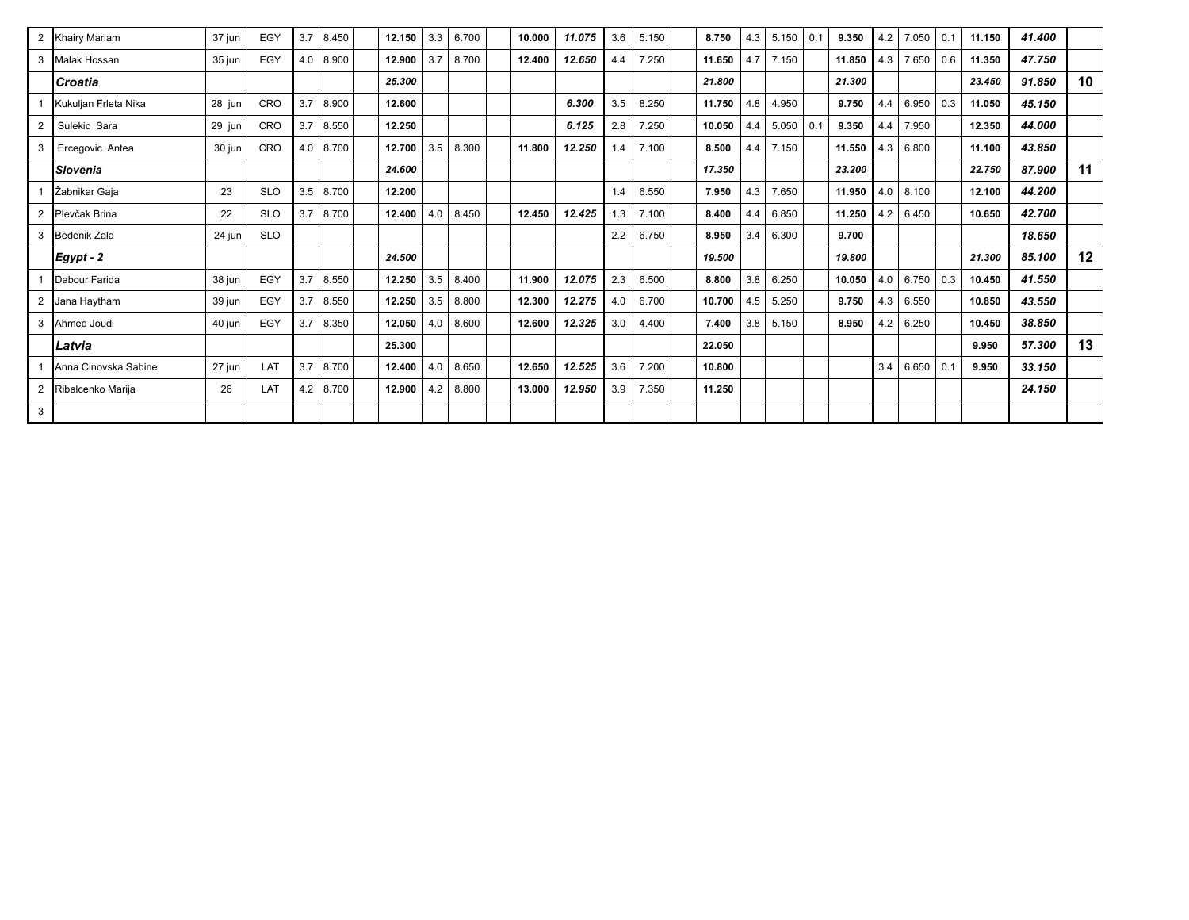| | | | | | | | | | | | | | | | | | | | | | | | | | | |
|---|---|---|---|---|---|---|---|---|---|---|---|---|---|---|---|---|---|---|---|---|---|---|---|---|---|---|
| 2 | Khairy Mariam | 37 jun | EGY | 3.7 | 8.450 | | **12.150** | 3.3 | 6.700 | | **10.000** | ***11.075*** | 3.6 | 5.150 | | **8.750** | 4.3 | 5.150 | 0.1 | **9.350** | 4.2 | 7.050 | 0.1 | **11.150** | ***41.400*** | |
| 3 | Malak Hossan | 35 jun | EGY | 4.0 | 8.900 | | **12.900** | 3.7 | 8.700 | | **12.400** | ***12.650*** | 4.4 | 7.250 | | **11.650** | 4.7 | 7.150 | | **11.850** | 4.3 | 7.650 | 0.6 | **11.350** | ***47.750*** | |
| | ***Croatia*** | | | | | | ***25.300*** | | | | | | | | | ***21.800*** | | | | ***21.300*** | | | | ***23.450*** | ***91.850*** | **10** |
| 1 | Kukuljan Frleta Nika | 28 jun | CRO | 3.7 | 8.900 | | **12.600** | | | | | ***6.300*** | 3.5 | 8.250 | | **11.750** | 4.8 | 4.950 | | **9.750** | 4.4 | 6.950 | 0.3 | **11.050** | ***45.150*** | |
| 2 | Sulekic Sara | 29 jun | CRO | 3.7 | 8.550 | | **12.250** | | | | | ***6.125*** | 2.8 | 7.250 | | **10.050** | 4.4 | 5.050 | 0.1 | **9.350** | 4.4 | 7.950 | | **12.350** | ***44.000*** | |
| 3 | Ercegovic Antea | 30 jun | CRO | 4.0 | 8.700 | | **12.700** | 3.5 | 8.300 | | **11.800** | ***12.250*** | 1.4 | 7.100 | | **8.500** | 4.4 | 7.150 | | **11.550** | 4.3 | 6.800 | | **11.100** | ***43.850*** | |
| | ***Slovenia*** | | | | | | ***24.600*** | | | | | | | | | ***17.350*** | | | | ***23.200*** | | | | ***22.750*** | ***87.900*** | **11** |
| 1 | Žabnikar Gaja | 23 | SLO | 3.5 | 8.700 | | **12.200** | | | | | | 1.4 | 6.550 | | **7.950** | 4.3 | 7.650 | | **11.950** | 4.0 | 8.100 | | **12.100** | ***44.200*** | |
| 2 | Plevčak Brina | 22 | SLO | 3.7 | 8.700 | | **12.400** | 4.0 | 8.450 | | **12.450** | ***12.425*** | 1.3 | 7.100 | | **8.400** | 4.4 | 6.850 | | **11.250** | 4.2 | 6.450 | | **10.650** | ***42.700*** | |
| 3 | Bedenik Zala | 24 jun | SLO | | | | | | | | | | 2.2 | 6.750 | | **8.950** | 3.4 | 6.300 | | **9.700** | | | | | ***18.650*** | |
| | ***Egypt - 2*** | | | | | | ***24.500*** | | | | | | | | | ***19.500*** | | | | ***19.800*** | | | | ***21.300*** | ***85.100*** | **12** |
| 1 | Dabour Farida | 38 jun | EGY | 3.7 | 8.550 | | **12.250** | 3.5 | 8.400 | | **11.900** | ***12.075*** | 2.3 | 6.500 | | **8.800** | 3.8 | 6.250 | | **10.050** | 4.0 | 6.750 | 0.3 | **10.450** | ***41.550*** | |
| 2 | Jana Haytham | 39 jun | EGY | 3.7 | 8.550 | | **12.250** | 3.5 | 8.800 | | **12.300** | ***12.275*** | 4.0 | 6.700 | | **10.700** | 4.5 | 5.250 | | **9.750** | 4.3 | 6.550 | | **10.850** | ***43.550*** | |
| 3 | Ahmed Joudi | 40 jun | EGY | 3.7 | 8.350 | | **12.050** | 4.0 | 8.600 | | **12.600** | ***12.325*** | 3.0 | 4.400 | | **7.400** | 3.8 | 5.150 | | **8.950** | 4.2 | 6.250 | | **10.450** | ***38.850*** | |
| | ***Latvia*** | | | | | | **25.300** | | | | | | | | | **22.050** | | | | | | | | **9.950** | ***57.300*** | **13** |
| 1 | Anna Cinovska Sabine | 27 jun | LAT | 3.7 | 8.700 | | **12.400** | 4.0 | 8.650 | | **12.650** | ***12.525*** | 3.6 | 7.200 | | **10.800** | | | | | 3.4 | 6.650 | 0.1 | **9.950** | ***33.150*** | |
| 2 | Ribalcenko Marija | 26 | LAT | 4.2 | 8.700 | | **12.900** | 4.2 | 8.800 | | **13.000** | ***12.950*** | 3.9 | 7.350 | | **11.250** | | | | | | | | | ***24.150*** | |
| 3 | | | | | | | | | | | | | | | | | | | | | | | | | | |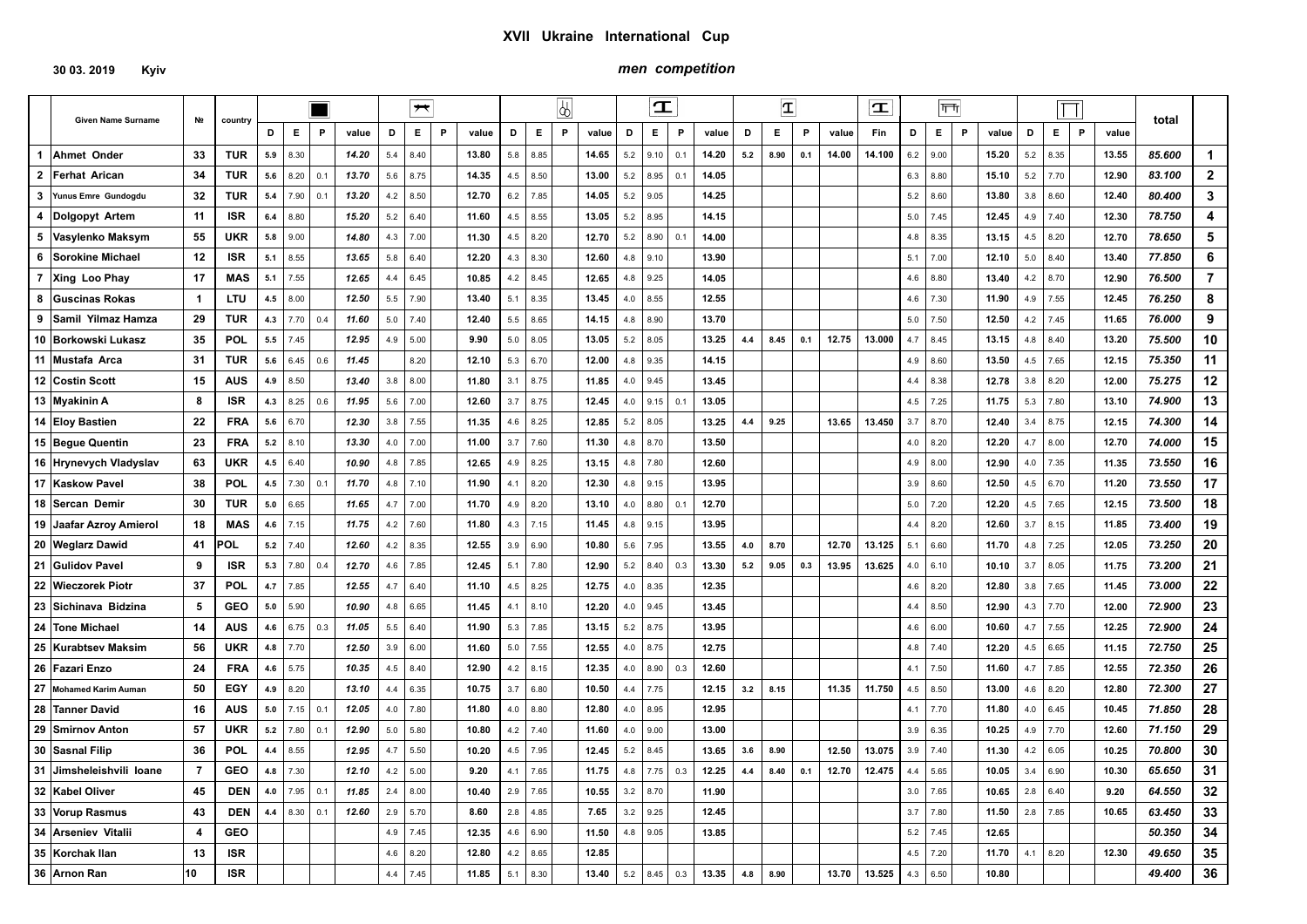## XVII Ukraine International Cup

**30 03. 2019 Kyiv**

***men competition***

| | Given Name Surname | № | country | Floor | | | | Pommel horse | | | | Rings | | | | Vault | | | | Vault 2 | | | | Vault | Parallel bars | | | | Horizontal bar | | | | total | |
|---|---|---|---|---|---|---|---|---|---|---|---|---|---|---|---|---|---|---|---|---|---|---|---|---|---|---|---|---|---|---|---|---|---|---|
| | | | | D | E | P | value | D | E | P | value | D | E | P | value | D | E | P | value | D | E | P | value | Fin | D | E | P | value | D | E | P | value | | |
| 1 | Ahmet Onder | 33 | TUR | 5.9 | 8.30 | | 14.20 | 5.4 | 8.40 | | 13.80 | 5.8 | 8.85 | | 14.65 | 5.2 | 9.10 | 0.1 | 14.20 | 5.2 | 8.90 | 0.1 | 14.00 | 14.100 | 6.2 | 9.00 | | 15.20 | 5.2 | 8.35 | | 13.55 | 85.600 | 1 |
| 2 | Ferhat Arican | 34 | TUR | 5.6 | 8.20 | 0.1 | 13.70 | 5.6 | 8.75 | | 14.35 | 4.5 | 8.50 | | 13.00 | 5.2 | 8.95 | 0.1 | 14.05 | | | | | | 6.3 | 8.80 | | 15.10 | 5.2 | 7.70 | | 12.90 | 83.100 | 2 |
| 3 | Yunus Emre Gundogdu | 32 | TUR | 5.4 | 7.90 | 0.1 | 13.20 | 4.2 | 8.50 | | 12.70 | 6.2 | 7.85 | | 14.05 | 5.2 | 9.05 | | 14.25 | | | | | | 5.2 | 8.60 | | 13.80 | 3.8 | 8.60 | | 12.40 | 80.400 | 3 |
| 4 | Dolgopyt Artem | 11 | ISR | 6.4 | 8.80 | | 15.20 | 5.2 | 6.40 | | 11.60 | 4.5 | 8.55 | | 13.05 | 5.2 | 8.95 | | 14.15 | | | | | | 5.0 | 7.45 | | 12.45 | 4.9 | 7.40 | | 12.30 | 78.750 | 4 |
| 5 | Vasylenko Maksym | 55 | UKR | 5.8 | 9.00 | | 14.80 | 4.3 | 7.00 | | 11.30 | 4.5 | 8.20 | | 12.70 | 5.2 | 8.90 | 0.1 | 14.00 | | | | | | 4.8 | 8.35 | | 13.15 | 4.5 | 8.20 | | 12.70 | 78.650 | 5 |
| 6 | Sorokine Michael | 12 | ISR | 5.1 | 8.55 | | 13.65 | 5.8 | 6.40 | | 12.20 | 4.3 | 8.30 | | 12.60 | 4.8 | 9.10 | | 13.90 | | | | | | 5.1 | 7.00 | | 12.10 | 5.0 | 8.40 | | 13.40 | 77.850 | 6 |
| 7 | Xing Loo Phay | 17 | MAS | 5.1 | 7.55 | | 12.65 | 4.4 | 6.45 | | 10.85 | 4.2 | 8.45 | | 12.65 | 4.8 | 9.25 | | 14.05 | | | | | | 4.6 | 8.80 | | 13.40 | 4.2 | 8.70 | | 12.90 | 76.500 | 7 |
| 8 | Guscinas Rokas | 1 | LTU | 4.5 | 8.00 | | 12.50 | 5.5 | 7.90 | | 13.40 | 5.1 | 8.35 | | 13.45 | 4.0 | 8.55 | | 12.55 | | | | | | 4.6 | 7.30 | | 11.90 | 4.9 | 7.55 | | 12.45 | 76.250 | 8 |
| 9 | Samil Yilmaz Hamza | 29 | TUR | 4.3 | 7.70 | 0.4 | 11.60 | 5.0 | 7.40 | | 12.40 | 5.5 | 8.65 | | 14.15 | 4.8 | 8.90 | | 13.70 | | | | | | 5.0 | 7.50 | | 12.50 | 4.2 | 7.45 | | 11.65 | 76.000 | 9 |
| 10 | Borkowski Lukasz | 35 | POL | 5.5 | 7.45 | | 12.95 | 4.9 | 5.00 | | 9.90 | 5.0 | 8.05 | | 13.05 | 5.2 | 8.05 | | 13.25 | 4.4 | 8.45 | 0.1 | 12.75 | 13.000 | 4.7 | 8.45 | | 13.15 | 4.8 | 8.40 | | 13.20 | 75.500 | 10 |
| 11 | Mustafa Arca | 31 | TUR | 5.6 | 6.45 | 0.6 | 11.45 | | 8.20 | | 12.10 | 5.3 | 6.70 | | 12.00 | 4.8 | 9.35 | | 14.15 | | | | | | 4.9 | 8.60 | | 13.50 | 4.5 | 7.65 | | 12.15 | 75.350 | 11 |
| 12 | Costin Scott | 15 | AUS | 4.9 | 8.50 | | 13.40 | 3.8 | 8.00 | | 11.80 | 3.1 | 8.75 | | 11.85 | 4.0 | 9.45 | | 13.45 | | | | | | 4.4 | 8.38 | | 12.78 | 3.8 | 8.20 | | 12.00 | 75.275 | 12 |
| 13 | Myakinin A | 8 | ISR | 4.3 | 8.25 | 0.6 | 11.95 | 5.6 | 7.00 | | 12.60 | 3.7 | 8.75 | | 12.45 | 4.0 | 9.15 | 0.1 | 13.05 | | | | | | 4.5 | 7.25 | | 11.75 | 5.3 | 7.80 | | 13.10 | 74.900 | 13 |
| 14 | Eloy Bastien | 22 | FRA | 5.6 | 6.70 | | 12.30 | 3.8 | 7.55 | | 11.35 | 4.6 | 8.25 | | 12.85 | 5.2 | 8.05 | | 13.25 | 4.4 | 9.25 | | 13.65 | 13.450 | 3.7 | 8.70 | | 12.40 | 3.4 | 8.75 | | 12.15 | 74.300 | 14 |
| 15 | Begue Quentin | 23 | FRA | 5.2 | 8.10 | | 13.30 | 4.0 | 7.00 | | 11.00 | 3.7 | 7.60 | | 11.30 | 4.8 | 8.70 | | 13.50 | | | | | | 4.0 | 8.20 | | 12.20 | 4.7 | 8.00 | | 12.70 | 74.000 | 15 |
| 16 | Hrynevych Vladyslav | 63 | UKR | 4.5 | 6.40 | | 10.90 | 4.8 | 7.85 | | 12.65 | 4.9 | 8.25 | | 13.15 | 4.8 | 7.80 | | 12.60 | | | | | | 4.9 | 8.00 | | 12.90 | 4.0 | 7.35 | | 11.35 | 73.550 | 16 |
| 17 | Kaskow Pavel | 38 | POL | 4.5 | 7.30 | 0.1 | 11.70 | 4.8 | 7.10 | | 11.90 | 4.1 | 8.20 | | 12.30 | 4.8 | 9.15 | | 13.95 | | | | | | 3.9 | 8.60 | | 12.50 | 4.5 | 6.70 | | 11.20 | 73.550 | 17 |
| 18 | Sercan Demir | 30 | TUR | 5.0 | 6.65 | | 11.65 | 4.7 | 7.00 | | 11.70 | 4.9 | 8.20 | | 13.10 | 4.0 | 8.80 | 0.1 | 12.70 | | | | | | 5.0 | 7.20 | | 12.20 | 4.5 | 7.65 | | 12.15 | 73.500 | 18 |
| 19 | Jaafar Azroy Amierol | 18 | MAS | 4.6 | 7.15 | | 11.75 | 4.2 | 7.60 | | 11.80 | 4.3 | 7.15 | | 11.45 | 4.8 | 9.15 | | 13.95 | | | | | | 4.4 | 8.20 | | 12.60 | 3.7 | 8.15 | | 11.85 | 73.400 | 19 |
| 20 | Weglarz Dawid | 41 | POL | 5.2 | 7.40 | | 12.60 | 4.2 | 8.35 | | 12.55 | 3.9 | 6.90 | | 10.80 | 5.6 | 7.95 | | 13.55 | 4.0 | 8.70 | | 12.70 | 13.125 | 5.1 | 6.60 | | 11.70 | 4.8 | 7.25 | | 12.05 | 73.250 | 20 |
| 21 | Gulidov Pavel | 9 | ISR | 5.3 | 7.80 | 0.4 | 12.70 | 4.6 | 7.85 | | 12.45 | 5.1 | 7.80 | | 12.90 | 5.2 | 8.40 | 0.3 | 13.30 | 5.2 | 9.05 | 0.3 | 13.95 | 13.625 | 4.0 | 6.10 | | 10.10 | 3.7 | 8.05 | | 11.75 | 73.200 | 21 |
| 22 | Wieczorek Piotr | 37 | POL | 4.7 | 7.85 | | 12.55 | 4.7 | 6.40 | | 11.10 | 4.5 | 8.25 | | 12.75 | 4.0 | 8.35 | | 12.35 | | | | | | 4.6 | 8.20 | | 12.80 | 3.8 | 7.65 | | 11.45 | 73.000 | 22 |
| 23 | Sichinava Bidzina | 5 | GEO | 5.0 | 5.90 | | 10.90 | 4.8 | 6.65 | | 11.45 | 4.1 | 8.10 | | 12.20 | 4.0 | 9.45 | | 13.45 | | | | | | 4.4 | 8.50 | | 12.90 | 4.3 | 7.70 | | 12.00 | 72.900 | 23 |
| 24 | Tone Michael | 14 | AUS | 4.6 | 6.75 | 0.3 | 11.05 | 5.5 | 6.40 | | 11.90 | 5.3 | 7.85 | | 13.15 | 5.2 | 8.75 | | 13.95 | | | | | | 4.6 | 6.00 | | 10.60 | 4.7 | 7.55 | | 12.25 | 72.900 | 24 |
| 25 | Kurabtsev Maksim | 56 | UKR | 4.8 | 7.70 | | 12.50 | 3.9 | 6.00 | | 11.60 | 5.0 | 7.55 | | 12.55 | 4.0 | 8.75 | | 12.75 | | | | | | 4.8 | 7.40 | | 12.20 | 4.5 | 6.65 | | 11.15 | 72.750 | 25 |
| 26 | Fazari Enzo | 24 | FRA | 4.6 | 5.75 | | 10.35 | 4.5 | 8.40 | | 12.90 | 4.2 | 8.15 | | 12.35 | 4.0 | 8.90 | 0.3 | 12.60 | | | | | | 4.1 | 7.50 | | 11.60 | 4.7 | 7.85 | | 12.55 | 72.350 | 26 |
| 27 | Mohamed Karim Auman | 50 | EGY | 4.9 | 8.20 | | 13.10 | 4.4 | 6.35 | | 10.75 | 3.7 | 6.80 | | 10.50 | 4.4 | 7.75 | | 12.15 | 3.2 | 8.15 | | 11.35 | 11.750 | 4.5 | 8.50 | | 13.00 | 4.6 | 8.20 | | 12.80 | 72.300 | 27 |
| 28 | Tanner David | 16 | AUS | 5.0 | 7.15 | 0.1 | 12.05 | 4.0 | 7.80 | | 11.80 | 4.0 | 8.80 | | 12.80 | 4.0 | 8.95 | | 12.95 | | | | | | 4.1 | 7.70 | | 11.80 | 4.0 | 6.45 | | 10.45 | 71.850 | 28 |
| 29 | Smirnov Anton | 57 | UKR | 5.2 | 7.80 | 0.1 | 12.90 | 5.0 | 5.80 | | 10.80 | 4.2 | 7.40 | | 11.60 | 4.0 | 9.00 | | 13.00 | | | | | | 3.9 | 6.35 | | 10.25 | 4.9 | 7.70 | | 12.60 | 71.150 | 29 |
| 30 | Sasnal Filip | 36 | POL | 4.4 | 8.55 | | 12.95 | 4.7 | 5.50 | | 10.20 | 4.5 | 7.95 | | 12.45 | 5.2 | 8.45 | | 13.65 | 3.6 | 8.90 | | 12.50 | 13.075 | 3.9 | 7.40 | | 11.30 | 4.2 | 6.05 | | 10.25 | 70.800 | 30 |
| 31 | Jimsheleishvili Ioane | 7 | GEO | 4.8 | 7.30 | | 12.10 | 4.2 | 5.00 | | 9.20 | 4.1 | 7.65 | | 11.75 | 4.8 | 7.75 | 0.3 | 12.25 | 4.4 | 8.40 | 0.1 | 12.70 | 12.475 | 4.4 | 5.65 | | 10.05 | 3.4 | 6.90 | | 10.30 | 65.650 | 31 |
| 32 | Kabel Oliver | 45 | DEN | 4.0 | 7.95 | 0.1 | 11.85 | 2.4 | 8.00 | | 10.40 | 2.9 | 7.65 | | 10.55 | 3.2 | 8.70 | | 11.90 | | | | | | 3.0 | 7.65 | | 10.65 | 2.8 | 6.40 | | 9.20 | 64.550 | 32 |
| 33 | Vorup Rasmus | 43 | DEN | 4.4 | 8.30 | 0.1 | 12.60 | 2.9 | 5.70 | | 8.60 | 2.8 | 4.85 | | 7.65 | 3.2 | 9.25 | | 12.45 | | | | | | 3.7 | 7.80 | | 11.50 | 2.8 | 7.85 | | 10.65 | 63.450 | 33 |
| 34 | Arseniev Vitalii | 4 | GEO | | | | | 4.9 | 7.45 | | 12.35 | 4.6 | 6.90 | | 11.50 | 4.8 | 9.05 | | 13.85 | | | | | | 5.2 | 7.45 | | 12.65 | | | | | 50.350 | 34 |
| 35 | Korchak Ilan | 13 | ISR | | | | | 4.6 | 8.20 | | 12.80 | 4.2 | 8.65 | | 12.85 | | | | | | | | | | 4.5 | 7.20 | | 11.70 | 4.1 | 8.20 | | 12.30 | 49.650 | 35 |
| 36 | Arnon Ran | 10 | ISR | | | | | 4.4 | 7.45 | | 11.85 | 5.1 | 8.30 | | 13.40 | 5.2 | 8.45 | 0.3 | 13.35 | 4.8 | 8.90 | | 13.70 | 13.525 | 4.3 | 6.50 | | 10.80 | | | | | 49.400 | 36 |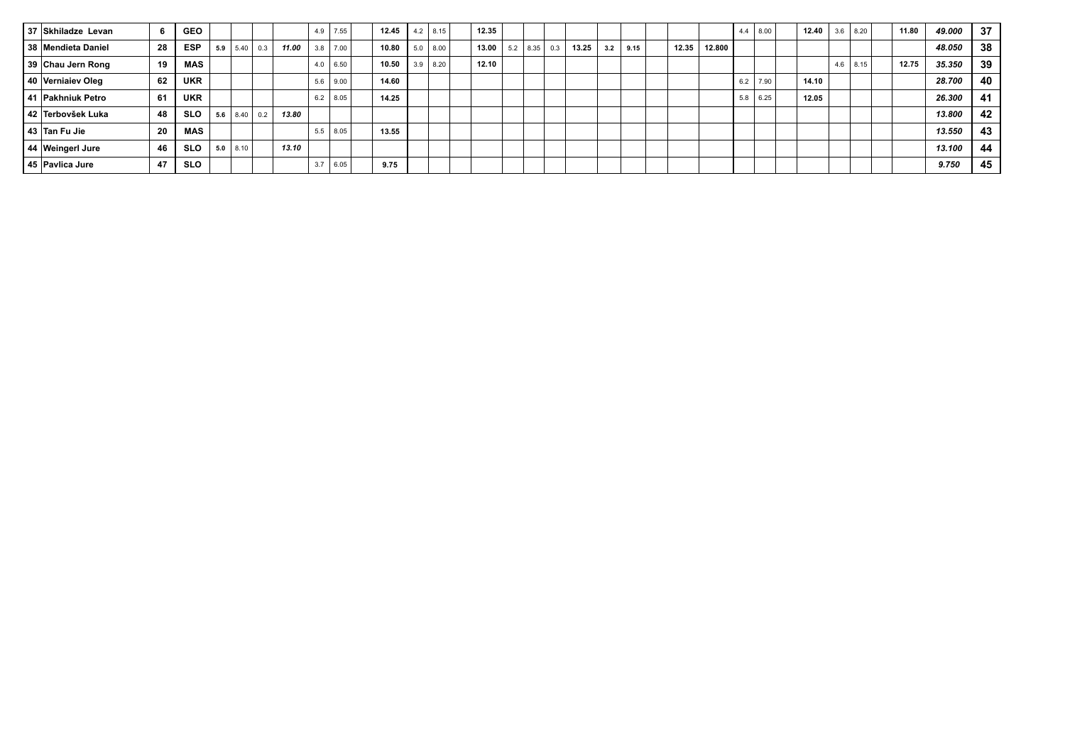| | | | | | | | | | | | | | | | | | | | | | | | | | | | | | | | | | | |
|---|---|---|---|---|---|---|---|---|---|---|---|---|---|---|---|---|---|---|---|---|---|---|---|---|---|---|---|---|---|---|---|---|---|---|
| 37 | Skhiladze Levan | 6 | GEO | | | | | 4.9 | 7.55 | | 12.45 | 4.2 | 8.15 | | 12.35 | | | | | | | | | | 4.4 | 8.00 | | 12.40 | 3.6 | 8.20 | | 11.80 | *49.000* | 37 |
| 38 | Mendieta Daniel | 28 | ESP | 5.9 | 5.40 | 0.3 | *11.00* | 3.8 | 7.00 | | 10.80 | 5.0 | 8.00 | | 13.00 | 5.2 | 8.35 | 0.3 | 13.25 | 3.2 | 9.15 | | 12.35 | 12.800 | | | | | | | | | *48.050* | 38 |
| 39 | Chau Jern Rong | 19 | MAS | | | | | 4.0 | 6.50 | | 10.50 | 3.9 | 8.20 | | 12.10 | | | | | | | | | | | | | | 4.6 | 8.15 | | 12.75 | *35.350* | 39 |
| 40 | Verniaiev Oleg | 62 | UKR | | | | | 5.6 | 9.00 | | 14.60 | | | | | | | | | | | | | | 6.2 | 7.90 | | 14.10 | | | | | *28.700* | 40 |
| 41 | Pakhniuk Petro | 61 | UKR | | | | | 6.2 | 8.05 | | 14.25 | | | | | | | | | | | | | | 5.8 | 6.25 | | 12.05 | | | | | *26.300* | 41 |
| 42 | Terbovšek Luka | 48 | SLO | 5.6 | 8.40 | 0.2 | *13.80* | | | | | | | | | | | | | | | | | | | | | | | | | | *13.800* | 42 |
| 43 | Tan Fu Jie | 20 | MAS | | | | | 5.5 | 8.05 | | 13.55 | | | | | | | | | | | | | | | | | | | | | | *13.550* | 43 |
| 44 | Weingerl Jure | 46 | SLO | 5.0 | 8.10 | | *13.10* | | | | | | | | | | | | | | | | | | | | | | | | | | *13.100* | 44 |
| 45 | Pavlica Jure | 47 | SLO | | | | | 3.7 | 6.05 | | 9.75 | | | | | | | | | | | | | | | | | | | | | | *9.750* | 45 |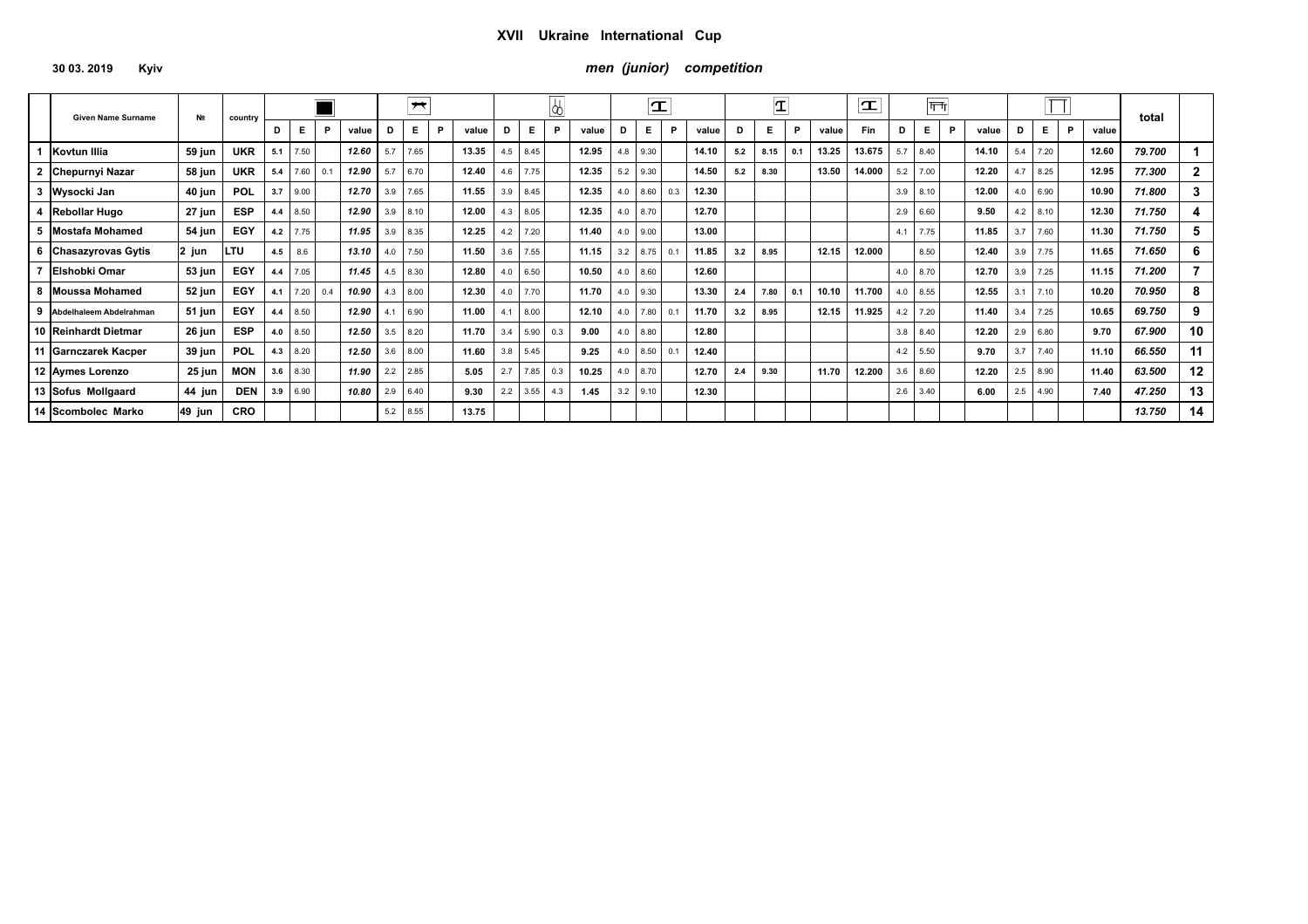# XVII Ukraine International Cup

**30 03. 2019 Kyiv**

***men (junior) competition***

| | Given Name Surname | № | country | D | E | P | value | D | E | P | value | D | E | P | value | D | E | P | value | D | E | P | value | Fin | D | E | P | value | D | E | P | value | total | |
|---|---|---|---|---|---|---|---|---|---|---|---|---|---|---|---|---|---|---|---|---|---|---|---|---|---|---|---|---|---|---|---|---|---|---|
| 1 | Kovtun Illia | 59 jun | UKR | 5.1 | 7.50 | | 12.60 | 5.7 | 7.65 | | 13.35 | 4.5 | 8.45 | | 12.95 | 4.8 | 9.30 | | 14.10 | 5.2 | 8.15 | 0.1 | 13.25 | 13.675 | 5.7 | 8.40 | | 14.10 | 5.4 | 7.20 | | 12.60 | 79.700 | 1 |
| 2 | Chepurnyi Nazar | 58 jun | UKR | 5.4 | 7.60 | 0.1 | 12.90 | 5.7 | 6.70 | | 12.40 | 4.6 | 7.75 | | 12.35 | 5.2 | 9.30 | | 14.50 | 5.2 | 8.30 | | 13.50 | 14.000 | 5.2 | 7.00 | | 12.20 | 4.7 | 8.25 | | 12.95 | 77.300 | 2 |
| 3 | Wysocki Jan | 40 jun | POL | 3.7 | 9.00 | | 12.70 | 3.9 | 7.65 | | 11.55 | 3.9 | 8.45 | | 12.35 | 4.0 | 8.60 | 0.3 | 12.30 | | | | | | 3.9 | 8.10 | | 12.00 | 4.0 | 6.90 | | 10.90 | 71.800 | 3 |
| 4 | Rebollar Hugo | 27 jun | ESP | 4.4 | 8.50 | | 12.90 | 3.9 | 8.10 | | 12.00 | 4.3 | 8.05 | | 12.35 | 4.0 | 8.70 | | 12.70 | | | | | | 2.9 | 6.60 | | 9.50 | 4.2 | 8.10 | | 12.30 | 71.750 | 4 |
| 5 | Mostafa Mohamed | 54 jun | EGY | 4.2 | 7.75 | | 11.95 | 3.9 | 8.35 | | 12.25 | 4.2 | 7.20 | | 11.40 | 4.0 | 9.00 | | 13.00 | | | | | | 4.1 | 7.75 | | 11.85 | 3.7 | 7.60 | | 11.30 | 71.750 | 5 |
| 6 | Chasazyrovas Gytis | 2 jun | LTU | 4.5 | 8.6 | | 13.10 | 4.0 | 7.50 | | 11.50 | 3.6 | 7.55 | | 11.15 | 3.2 | 8.75 | 0.1 | 11.85 | 3.2 | 8.95 | | 12.15 | 12.000 | | 8.50 | | 12.40 | 3.9 | 7.75 | | 11.65 | 71.650 | 6 |
| 7 | Elshobki Omar | 53 jun | EGY | 4.4 | 7.05 | | 11.45 | 4.5 | 8.30 | | 12.80 | 4.0 | 6.50 | | 10.50 | 4.0 | 8.60 | | 12.60 | | | | | | 4.0 | 8.70 | | 12.70 | 3.9 | 7.25 | | 11.15 | 71.200 | 7 |
| 8 | Moussa Mohamed | 52 jun | EGY | 4.1 | 7.20 | 0.4 | 10.90 | 4.3 | 8.00 | | 12.30 | 4.0 | 7.70 | | 11.70 | 4.0 | 9.30 | | 13.30 | 2.4 | 7.80 | 0.1 | 10.10 | 11.700 | 4.0 | 8.55 | | 12.55 | 3.1 | 7.10 | | 10.20 | 70.950 | 8 |
| 9 | Abdelhaleem Abdelrahman | 51 jun | EGY | 4.4 | 8.50 | | 12.90 | 4.1 | 6.90 | | 11.00 | 4.1 | 8.00 | | 12.10 | 4.0 | 7.80 | 0.1 | 11.70 | 3.2 | 8.95 | | 12.15 | 11.925 | 4.2 | 7.20 | | 11.40 | 3.4 | 7.25 | | 10.65 | 69.750 | 9 |
| 10 | Reinhardt Dietmar | 26 jun | ESP | 4.0 | 8.50 | | 12.50 | 3.5 | 8.20 | | 11.70 | 3.4 | 5.90 | 0.3 | 9.00 | 4.0 | 8.80 | | 12.80 | | | | | | 3.8 | 8.40 | | 12.20 | 2.9 | 6.80 | | 9.70 | 67.900 | 10 |
| 11 | Garnczarek Kacper | 39 jun | POL | 4.3 | 8.20 | | 12.50 | 3.6 | 8.00 | | 11.60 | 3.8 | 5.45 | | 9.25 | 4.0 | 8.50 | 0.1 | 12.40 | | | | | | 4.2 | 5.50 | | 9.70 | 3.7 | 7.40 | | 11.10 | 66.550 | 11 |
| 12 | Aymes Lorenzo | 25 jun | MON | 3.6 | 8.30 | | 11.90 | 2.2 | 2.85 | | 5.05 | 2.7 | 7.85 | 0.3 | 10.25 | 4.0 | 8.70 | | 12.70 | 2.4 | 9.30 | | 11.70 | 12.200 | 3.6 | 8.60 | | 12.20 | 2.5 | 8.90 | | 11.40 | 63.500 | 12 |
| 13 | Sofus Mollgaard | 44 jun | DEN | 3.9 | 6.90 | | 10.80 | 2.9 | 6.40 | | 9.30 | 2.2 | 3.55 | 4.3 | 1.45 | 3.2 | 9.10 | | 12.30 | | | | | | 2.6 | 3.40 | | 6.00 | 2.5 | 4.90 | | 7.40 | 47.250 | 13 |
| 14 | Scombolec Marko | 49 jun | CRO | | | | | 5.2 | 8.55 | | 13.75 | | | | | | | | | | | | | | | | | | | | | | 13.750 | 14 |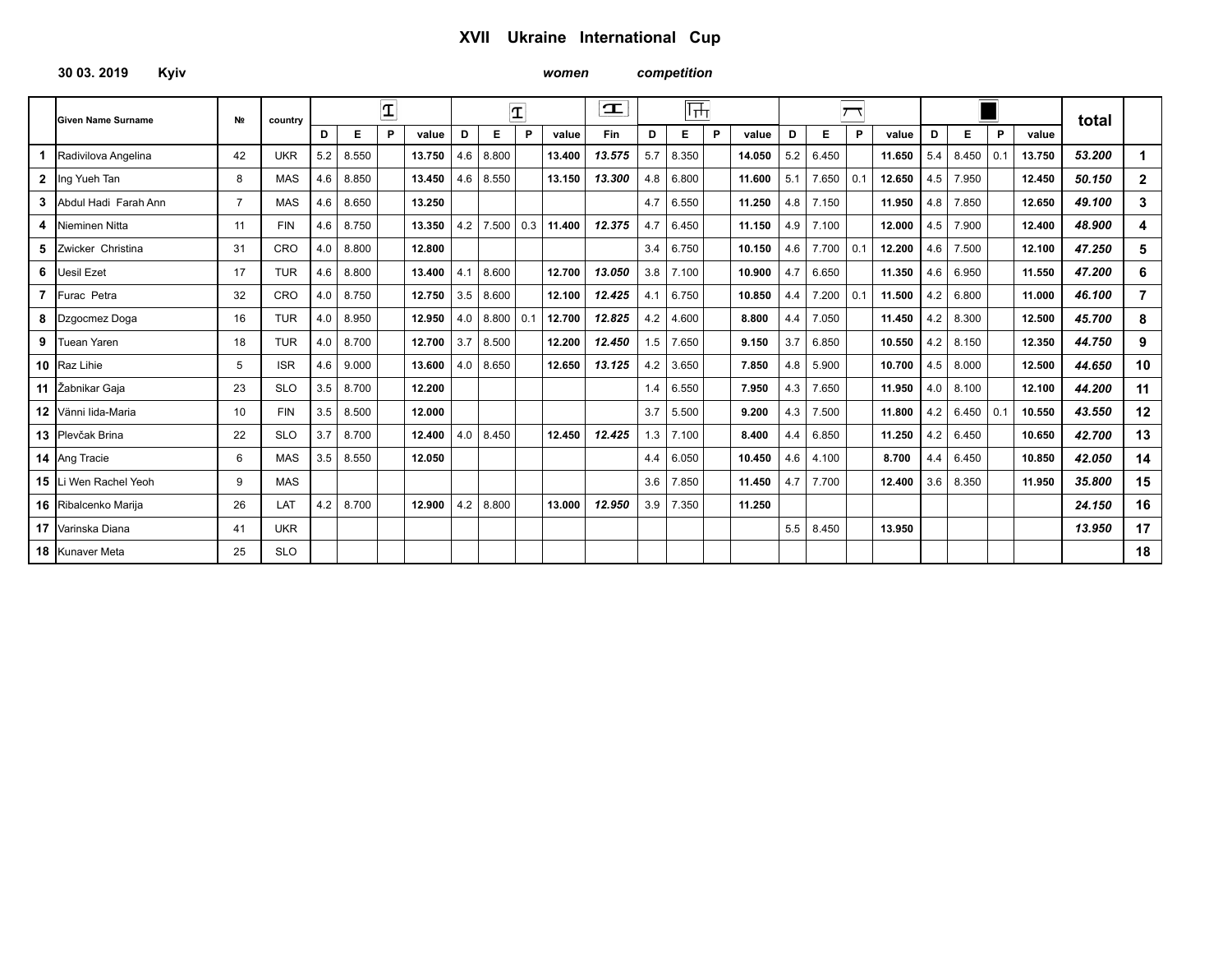# XVII Ukraine International Cup

**30 03. 2019** **Kyiv** *women* *competition*

| | Given Name Surname | № | country | Vault 1 | | | | Vault 2 | | | | Vault | Uneven bars | | | | Balance beam | | | | Floor | | | | total | |
|---|---|---|---|---|---|---|---|---|---|---|---|---|---|---|---|---|---|---|---|---|---|---|---|---|---|---|
| | | | | D | E | P | value | D | E | P | value | Fin | D | E | P | value | D | E | P | value | D | E | P | value | | |
| 1 | Radivilova Angelina | 42 | UKR | 5.2 | 8.550 | | 13.750 | 4.6 | 8.800 | | 13.400 | 13.575 | 5.7 | 8.350 | | 14.050 | 5.2 | 6.450 | | 11.650 | 5.4 | 8.450 | 0.1 | 13.750 | 53.200 | 1 |
| 2 | Ing Yueh Tan | 8 | MAS | 4.6 | 8.850 | | 13.450 | 4.6 | 8.550 | | 13.150 | 13.300 | 4.8 | 6.800 | | 11.600 | 5.1 | 7.650 | 0.1 | 12.650 | 4.5 | 7.950 | | 12.450 | 50.150 | 2 |
| 3 | Abdul Hadi Farah Ann | 7 | MAS | 4.6 | 8.650 | | 13.250 | | | | | | 4.7 | 6.550 | | 11.250 | 4.8 | 7.150 | | 11.950 | 4.8 | 7.850 | | 12.650 | 49.100 | 3 |
| 4 | Nieminen Nitta | 11 | FIN | 4.6 | 8.750 | | 13.350 | 4.2 | 7.500 | 0.3 | 11.400 | 12.375 | 4.7 | 6.450 | | 11.150 | 4.9 | 7.100 | | 12.000 | 4.5 | 7.900 | | 12.400 | 48.900 | 4 |
| 5 | Zwicker Christina | 31 | CRO | 4.0 | 8.800 | | 12.800 | | | | | | 3.4 | 6.750 | | 10.150 | 4.6 | 7.700 | 0.1 | 12.200 | 4.6 | 7.500 | | 12.100 | 47.250 | 5 |
| 6 | Uesil Ezet | 17 | TUR | 4.6 | 8.800 | | 13.400 | 4.1 | 8.600 | | 12.700 | 13.050 | 3.8 | 7.100 | | 10.900 | 4.7 | 6.650 | | 11.350 | 4.6 | 6.950 | | 11.550 | 47.200 | 6 |
| 7 | Furac Petra | 32 | CRO | 4.0 | 8.750 | | 12.750 | 3.5 | 8.600 | | 12.100 | 12.425 | 4.1 | 6.750 | | 10.850 | 4.4 | 7.200 | 0.1 | 11.500 | 4.2 | 6.800 | | 11.000 | 46.100 | 7 |
| 8 | Dzgocmez Doga | 16 | TUR | 4.0 | 8.950 | | 12.950 | 4.0 | 8.800 | 0.1 | 12.700 | 12.825 | 4.2 | 4.600 | | 8.800 | 4.4 | 7.050 | | 11.450 | 4.2 | 8.300 | | 12.500 | 45.700 | 8 |
| 9 | Tuean Yaren | 18 | TUR | 4.0 | 8.700 | | 12.700 | 3.7 | 8.500 | | 12.200 | 12.450 | 1.5 | 7.650 | | 9.150 | 3.7 | 6.850 | | 10.550 | 4.2 | 8.150 | | 12.350 | 44.750 | 9 |
| 10 | Raz Lihie | 5 | ISR | 4.6 | 9.000 | | 13.600 | 4.0 | 8.650 | | 12.650 | 13.125 | 4.2 | 3.650 | | 7.850 | 4.8 | 5.900 | | 10.700 | 4.5 | 8.000 | | 12.500 | 44.650 | 10 |
| 11 | Žabnikar Gaja | 23 | SLO | 3.5 | 8.700 | | 12.200 | | | | | | 1.4 | 6.550 | | 7.950 | 4.3 | 7.650 | | 11.950 | 4.0 | 8.100 | | 12.100 | 44.200 | 11 |
| 12 | Vänni Iida-Maria | 10 | FIN | 3.5 | 8.500 | | 12.000 | | | | | | 3.7 | 5.500 | | 9.200 | 4.3 | 7.500 | | 11.800 | 4.2 | 6.450 | 0.1 | 10.550 | 43.550 | 12 |
| 13 | Plevčak Brina | 22 | SLO | 3.7 | 8.700 | | 12.400 | 4.0 | 8.450 | | 12.450 | 12.425 | 1.3 | 7.100 | | 8.400 | 4.4 | 6.850 | | 11.250 | 4.2 | 6.450 | | 10.650 | 42.700 | 13 |
| 14 | Ang Tracie | 6 | MAS | 3.5 | 8.550 | | 12.050 | | | | | | 4.4 | 6.050 | | 10.450 | 4.6 | 4.100 | | 8.700 | 4.4 | 6.450 | | 10.850 | 42.050 | 14 |
| 15 | Li Wen Rachel Yeoh | 9 | MAS | | | | | | | | | | 3.6 | 7.850 | | 11.450 | 4.7 | 7.700 | | 12.400 | 3.6 | 8.350 | | 11.950 | 35.800 | 15 |
| 16 | Ribalcenko Marija | 26 | LAT | 4.2 | 8.700 | | 12.900 | 4.2 | 8.800 | | 13.000 | 12.950 | 3.9 | 7.350 | | 11.250 | | | | | | | | | 24.150 | 16 |
| 17 | Varinska Diana | 41 | UKR | | | | | | | | | | | | | | 5.5 | 8.450 | | 13.950 | | | | | 13.950 | 17 |
| 18 | Kunaver Meta | 25 | SLO | | | | | | | | | | | | | | | | | | | | | | | 18 |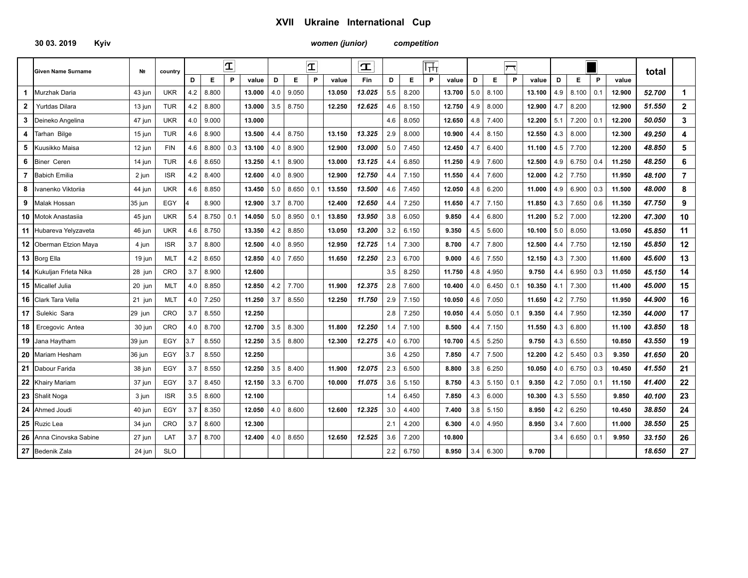# XVII Ukraine International Cup

**30 03. 2019 Kyiv** *women (junior)* *competition*

| | Given Name Surname | № | country | Vault | | | | Vault | | | | Vault | Uneven bars | | | | Balance beam | | | | Floor | | | | total | |
|---|---|---|---|---|---|---|---|---|---|---|---|---|---|---|---|---|---|---|---|---|---|---|---|---|---|---|
| | | | | D | E | P | value | D | E | P | value | Fin | D | E | P | value | D | E | P | value | D | E | P | value | | |
| 1 | Murzhak Daria | 43 jun | UKR | 4.2 | 8.800 | | **13.000** | 4.0 | 9.050 | | **13.050** | ***13.025*** | 5.5 | 8.200 | | **13.700** | 5.0 | 8.100 | | **13.100** | 4.9 | 8.100 | 0.1 | **12.900** | ***52.700*** | **1** |
| 2 | Yurtdas Dilara | 13 jun | TUR | 4.2 | 8.800 | | **13.000** | 3.5 | 8.750 | | **12.250** | ***12.625*** | 4.6 | 8.150 | | **12.750** | 4.9 | 8.000 | | **12.900** | 4.7 | 8.200 | | **12.900** | ***51.550*** | **2** |
| 3 | Deineko Angelina | 47 jun | UKR | 4.0 | 9.000 | | **13.000** | | | | | | 4.6 | 8.050 | | **12.650** | 4.8 | 7.400 | | **12.200** | 5.1 | 7.200 | 0.1 | **12.200** | ***50.050*** | **3** |
| 4 | Tarhan Bilge | 15 jun | TUR | 4.6 | 8.900 | | **13.500** | 4.4 | 8.750 | | **13.150** | ***13.325*** | 2.9 | 8.000 | | **10.900** | 4.4 | 8.150 | | **12.550** | 4.3 | 8.000 | | **12.300** | ***49.250*** | **4** |
| 5 | Kuusikko Maisa | 12 jun | FIN | 4.6 | 8.800 | 0.3 | **13.100** | 4.0 | 8.900 | | **12.900** | ***13.000*** | 5.0 | 7.450 | | **12.450** | 4.7 | 6.400 | | **11.100** | 4.5 | 7.700 | | **12.200** | ***48.850*** | **5** |
| 6 | Biner Ceren | 14 jun | TUR | 4.6 | 8.650 | | **13.250** | 4.1 | 8.900 | | **13.000** | ***13.125*** | 4.4 | 6.850 | | **11.250** | 4.9 | 7.600 | | **12.500** | 4.9 | 6.750 | 0.4 | **11.250** | ***48.250*** | **6** |
| 7 | Babich Emilia | 2 jun | ISR | 4.2 | 8.400 | | **12.600** | 4.0 | 8.900 | | **12.900** | ***12.750*** | 4.4 | 7.150 | | **11.550** | 4.4 | 7.600 | | **12.000** | 4.2 | 7.750 | | **11.950** | ***48.100*** | **7** |
| 8 | Ivanenko Viktoriia | 44 jun | UKR | 4.6 | 8.850 | | **13.450** | 5.0 | 8.650 | 0.1 | **13.550** | ***13.500*** | 4.6 | 7.450 | | **12.050** | 4.8 | 6.200 | | **11.000** | 4.9 | 6.900 | 0.3 | **11.500** | ***48.000*** | **8** |
| 9 | Malak Hossan | 35 jun | EGY | 4 | 8.900 | | **12.900** | 3.7 | 8.700 | | **12.400** | ***12.650*** | 4.4 | 7.250 | | **11.650** | 4.7 | 7.150 | | **11.850** | 4.3 | 7.650 | 0.6 | **11.350** | ***47.750*** | **9** |
| 10 | Motok Anastasiia | 45 jun | UKR | 5.4 | 8.750 | 0.1 | **14.050** | 5.0 | 8.950 | 0.1 | **13.850** | ***13.950*** | 3.8 | 6.050 | | **9.850** | 4.4 | 6.800 | | **11.200** | 5.2 | 7.000 | | **12.200** | ***47.300*** | **10** |
| 11 | Hubareva Yelyzaveta | 46 jun | UKR | 4.6 | 8.750 | | **13.350** | 4.2 | 8.850 | | **13.050** | ***13.200*** | 3.2 | 6.150 | | **9.350** | 4.5 | 5.600 | | **10.100** | 5.0 | 8.050 | | **13.050** | ***45.850*** | **11** |
| 12 | Oberman Etzion Maya | 4 jun | ISR | 3.7 | 8.800 | | **12.500** | 4.0 | 8.950 | | **12.950** | ***12.725*** | 1.4 | 7.300 | | **8.700** | 4.7 | 7.800 | | **12.500** | 4.4 | 7.750 | | **12.150** | ***45.850*** | **12** |
| 13 | Borg Ella | 19 jun | MLT | 4.2 | 8.650 | | **12.850** | 4.0 | 7.650 | | **11.650** | ***12.250*** | 2.3 | 6.700 | | **9.000** | 4.6 | 7.550 | | **12.150** | 4.3 | 7.300 | | **11.600** | ***45.600*** | **13** |
| 14 | Kukuljan Frleta Nika | 28 jun | CRO | 3.7 | 8.900 | | **12.600** | | | | | | 3.5 | 8.250 | | **11.750** | 4.8 | 4.950 | | **9.750** | 4.4 | 6.950 | 0.3 | **11.050** | ***45.150*** | **14** |
| 15 | Micallef Julia | 20 jun | MLT | 4.0 | 8.850 | | **12.850** | 4.2 | 7.700 | | **11.900** | ***12.375*** | 2.8 | 7.600 | | **10.400** | 4.0 | 6.450 | 0.1 | **10.350** | 4.1 | 7.300 | | **11.400** | ***45.000*** | **15** |
| 16 | Clark Tara Vella | 21 jun | MLT | 4.0 | 7.250 | | **11.250** | 3.7 | 8.550 | | **12.250** | ***11.750*** | 2.9 | 7.150 | | **10.050** | 4.6 | 7.050 | | **11.650** | 4.2 | 7.750 | | **11.950** | ***44.900*** | **16** |
| 17 | Sulekic Sara | 29 jun | CRO | 3.7 | 8.550 | | **12.250** | | | | | | 2.8 | 7.250 | | **10.050** | 4.4 | 5.050 | 0.1 | **9.350** | 4.4 | 7.950 | | **12.350** | ***44.000*** | **17** |
| 18 | Ercegovic Antea | 30 jun | CRO | 4.0 | 8.700 | | **12.700** | 3.5 | 8.300 | | **11.800** | ***12.250*** | 1.4 | 7.100 | | **8.500** | 4.4 | 7.150 | | **11.550** | 4.3 | 6.800 | | **11.100** | ***43.850*** | **18** |
| 19 | Jana Haytham | 39 jun | EGY | 3.7 | 8.550 | | **12.250** | 3.5 | 8.800 | | **12.300** | ***12.275*** | 4.0 | 6.700 | | **10.700** | 4.5 | 5.250 | | **9.750** | 4.3 | 6.550 | | **10.850** | ***43.550*** | **19** |
| 20 | Mariam Hesham | 36 jun | EGY | 3.7 | 8.550 | | **12.250** | | | | | | 3.6 | 4.250 | | **7.850** | 4.7 | 7.500 | | **12.200** | 4.2 | 5.450 | 0.3 | **9.350** | ***41.650*** | **20** |
| 21 | Dabour Farida | 38 jun | EGY | 3.7 | 8.550 | | **12.250** | 3.5 | 8.400 | | **11.900** | ***12.075*** | 2.3 | 6.500 | | **8.800** | 3.8 | 6.250 | | **10.050** | 4.0 | 6.750 | 0.3 | **10.450** | ***41.550*** | **21** |
| 22 | Khairy Mariam | 37 jun | EGY | 3.7 | 8.450 | | **12.150** | 3.3 | 6.700 | | **10.000** | ***11.075*** | 3.6 | 5.150 | | **8.750** | 4.3 | 5.150 | 0.1 | **9.350** | 4.2 | 7.050 | 0.1 | **11.150** | ***41.400*** | **22** |
| 23 | Shalit Noga | 3 jun | ISR | 3.5 | 8.600 | | **12.100** | | | | | | 1.4 | 6.450 | | **7.850** | 4.3 | 6.000 | | **10.300** | 4.3 | 5.550 | | **9.850** | ***40.100*** | **23** |
| 24 | Ahmed Joudi | 40 jun | EGY | 3.7 | 8.350 | | **12.050** | 4.0 | 8.600 | | **12.600** | ***12.325*** | 3.0 | 4.400 | | **7.400** | 3.8 | 5.150 | | **8.950** | 4.2 | 6.250 | | **10.450** | ***38.850*** | **24** |
| 25 | Ruzic Lea | 34 jun | CRO | 3.7 | 8.600 | | **12.300** | | | | | | 2.1 | 4.200 | | **6.300** | 4.0 | 4.950 | | **8.950** | 3.4 | 7.600 | | **11.000** | ***38.550*** | **25** |
| 26 | Anna Cinovska Sabine | 27 jun | LAT | 3.7 | 8.700 | | **12.400** | 4.0 | 8.650 | | **12.650** | ***12.525*** | 3.6 | 7.200 | | **10.800** | | | | | 3.4 | 6.650 | 0.1 | **9.950** | ***33.150*** | **26** |
| 27 | Bedenik Zala | 24 jun | SLO | | | | | | | | | | 2.2 | 6.750 | | **8.950** | 3.4 | 6.300 | | **9.700** | | | | | ***18.650*** | **27** |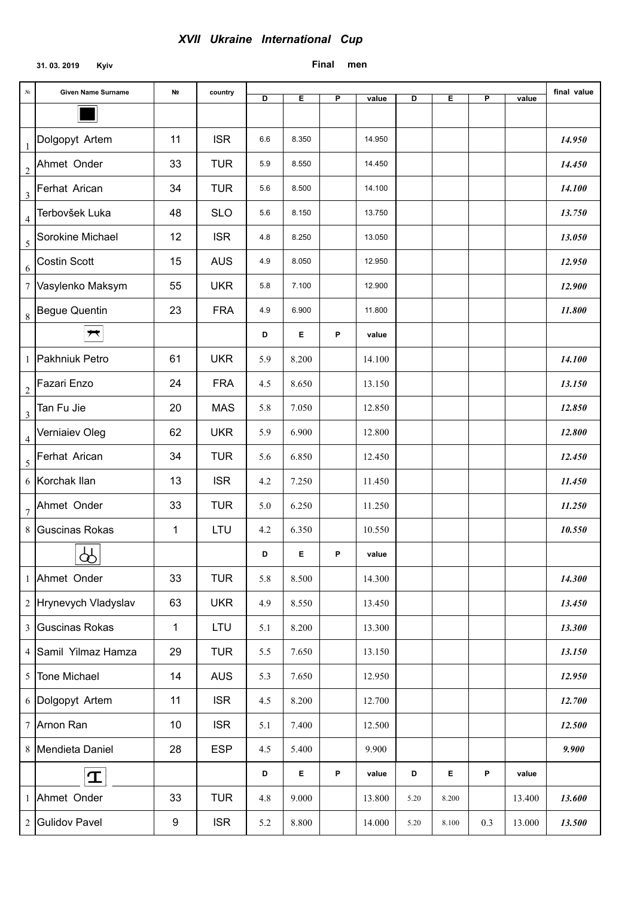# *XVII Ukraine International Cup*

**31. 03. 2019 Kyiv**

**Final men**

| № | Given Name Surname | № | country | D | E | P | value | D | E | P | value | final value |
|---|---|---|---|---|---|---|---|---|---|---|---|---|
| | | | | | | | | | | | | |
| 1 | Dolgopyt Artem | 11 | ISR | 6.6 | 8.350 | | 14.950 | | | | | ***14.950*** |
| 2 | Ahmet Onder | 33 | TUR | 5.9 | 8.550 | | 14.450 | | | | | ***14.450*** |
| 3 | Ferhat Arican | 34 | TUR | 5.6 | 8.500 | | 14.100 | | | | | ***14.100*** |
| 4 | Terbovšek Luka | 48 | SLO | 5.6 | 8.150 | | 13.750 | | | | | ***13.750*** |
| 5 | Sorokine Michael | 12 | ISR | 4.8 | 8.250 | | 13.050 | | | | | ***13.050*** |
| 6 | Costin Scott | 15 | AUS | 4.9 | 8.050 | | 12.950 | | | | | ***12.950*** |
| 7 | Vasylenko Maksym | 55 | UKR | 5.8 | 7.100 | | 12.900 | | | | | ***12.900*** |
| 8 | Begue Quentin | 23 | FRA | 4.9 | 6.900 | | 11.800 | | | | | ***11.800*** |
| | | | | D | E | P | value | | | | | |
| 1 | Pakhniuk Petro | 61 | UKR | 5.9 | 8.200 | | 14.100 | | | | | ***14.100*** |
| 2 | Fazari Enzo | 24 | FRA | 4.5 | 8.650 | | 13.150 | | | | | ***13.150*** |
| 3 | Tan Fu Jie | 20 | MAS | 5.8 | 7.050 | | 12.850 | | | | | ***12.850*** |
| 4 | Verniaiev Oleg | 62 | UKR | 5.9 | 6.900 | | 12.800 | | | | | ***12.800*** |
| 5 | Ferhat Arican | 34 | TUR | 5.6 | 6.850 | | 12.450 | | | | | ***12.450*** |
| 6 | Korchak Ilan | 13 | ISR | 4.2 | 7.250 | | 11.450 | | | | | ***11.450*** |
| 7 | Ahmet Onder | 33 | TUR | 5.0 | 6.250 | | 11.250 | | | | | ***11.250*** |
| 8 | Guscinas Rokas | 1 | LTU | 4.2 | 6.350 | | 10.550 | | | | | ***10.550*** |
| | | | | D | E | P | value | | | | | |
| 1 | Ahmet Onder | 33 | TUR | 5.8 | 8.500 | | 14.300 | | | | | ***14.300*** |
| 2 | Hrynevych Vladyslav | 63 | UKR | 4.9 | 8.550 | | 13.450 | | | | | ***13.450*** |
| 3 | Guscinas Rokas | 1 | LTU | 5.1 | 8.200 | | 13.300 | | | | | ***13.300*** |
| 4 | Samil Yilmaz Hamza | 29 | TUR | 5.5 | 7.650 | | 13.150 | | | | | ***13.150*** |
| 5 | Tone Michael | 14 | AUS | 5.3 | 7.650 | | 12.950 | | | | | ***12.950*** |
| 6 | Dolgopyt Artem | 11 | ISR | 4.5 | 8.200 | | 12.700 | | | | | ***12.700*** |
| 7 | Arnon Ran | 10 | ISR | 5.1 | 7.400 | | 12.500 | | | | | ***12.500*** |
| 8 | Mendieta Daniel | 28 | ESP | 4.5 | 5.400 | | 9.900 | | | | | ***9.900*** |
| | | | | D | E | P | value | D | E | P | value | |
| 1 | Ahmet Onder | 33 | TUR | 4.8 | 9.000 | | 13.800 | 5.20 | 8.200 | | 13.400 | ***13.600*** |
| 2 | Gulidov Pavel | 9 | ISR | 5.2 | 8.800 | | 14.000 | 5.20 | 8.100 | 0.3 | 13.000 | ***13.500*** |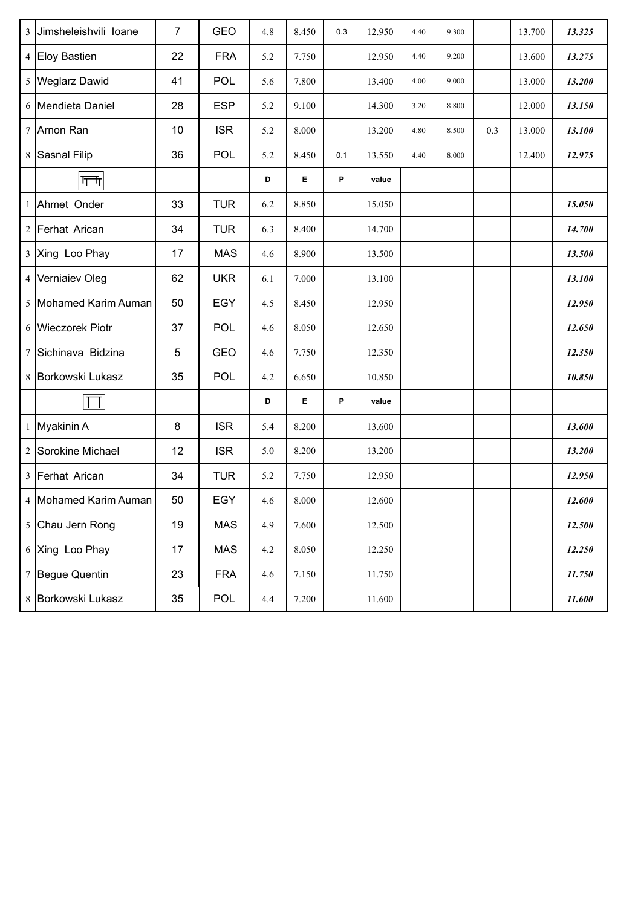| | | | | | | | | | | | | |
|---|---|---|---|---|---|---|---|---|---|---|---|---|
| 3 | Jimsheleishvili Ioane | 7 | GEO | 4.8 | 8.450 | 0.3 | 12.950 | 4.40 | 9.300 | | 13.700 | ***13.325*** |
| 4 | Eloy Bastien | 22 | FRA | 5.2 | 7.750 | | 12.950 | 4.40 | 9.200 | | 13.600 | ***13.275*** |
| 5 | Weglarz Dawid | 41 | POL | 5.6 | 7.800 | | 13.400 | 4.00 | 9.000 | | 13.000 | ***13.200*** |
| 6 | Mendieta Daniel | 28 | ESP | 5.2 | 9.100 | | 14.300 | 3.20 | 8.800 | | 12.000 | ***13.150*** |
| 7 | Arnon Ran | 10 | ISR | 5.2 | 8.000 | | 13.200 | 4.80 | 8.500 | 0.3 | 13.000 | ***13.100*** |
| 8 | Sasnal Filip | 36 | POL | 5.2 | 8.450 | 0.1 | 13.550 | 4.40 | 8.000 | | 12.400 | ***12.975*** |
| | | | | **D** | **E** | **P** | **value** | | | | | |
| 1 | Ahmet Onder | 33 | TUR | 6.2 | 8.850 | | 15.050 | | | | | ***15.050*** |
| 2 | Ferhat Arican | 34 | TUR | 6.3 | 8.400 | | 14.700 | | | | | ***14.700*** |
| 3 | Xing Loo Phay | 17 | MAS | 4.6 | 8.900 | | 13.500 | | | | | ***13.500*** |
| 4 | Verniaiev Oleg | 62 | UKR | 6.1 | 7.000 | | 13.100 | | | | | ***13.100*** |
| 5 | Mohamed Karim Auman | 50 | EGY | 4.5 | 8.450 | | 12.950 | | | | | ***12.950*** |
| 6 | Wieczorek Piotr | 37 | POL | 4.6 | 8.050 | | 12.650 | | | | | ***12.650*** |
| 7 | Sichinava Bidzina | 5 | GEO | 4.6 | 7.750 | | 12.350 | | | | | ***12.350*** |
| 8 | Borkowski Lukasz | 35 | POL | 4.2 | 6.650 | | 10.850 | | | | | ***10.850*** |
| | | | | **D** | **E** | **P** | **value** | | | | | |
| 1 | Myakinin A | 8 | ISR | 5.4 | 8.200 | | 13.600 | | | | | ***13.600*** |
| 2 | Sorokine Michael | 12 | ISR | 5.0 | 8.200 | | 13.200 | | | | | ***13.200*** |
| 3 | Ferhat Arican | 34 | TUR | 5.2 | 7.750 | | 12.950 | | | | | ***12.950*** |
| 4 | Mohamed Karim Auman | 50 | EGY | 4.6 | 8.000 | | 12.600 | | | | | ***12.600*** |
| 5 | Chau Jern Rong | 19 | MAS | 4.9 | 7.600 | | 12.500 | | | | | ***12.500*** |
| 6 | Xing Loo Phay | 17 | MAS | 4.2 | 8.050 | | 12.250 | | | | | ***12.250*** |
| 7 | Begue Quentin | 23 | FRA | 4.6 | 7.150 | | 11.750 | | | | | ***11.750*** |
| 8 | Borkowski Lukasz | 35 | POL | 4.4 | 7.200 | | 11.600 | | | | | ***11.600*** |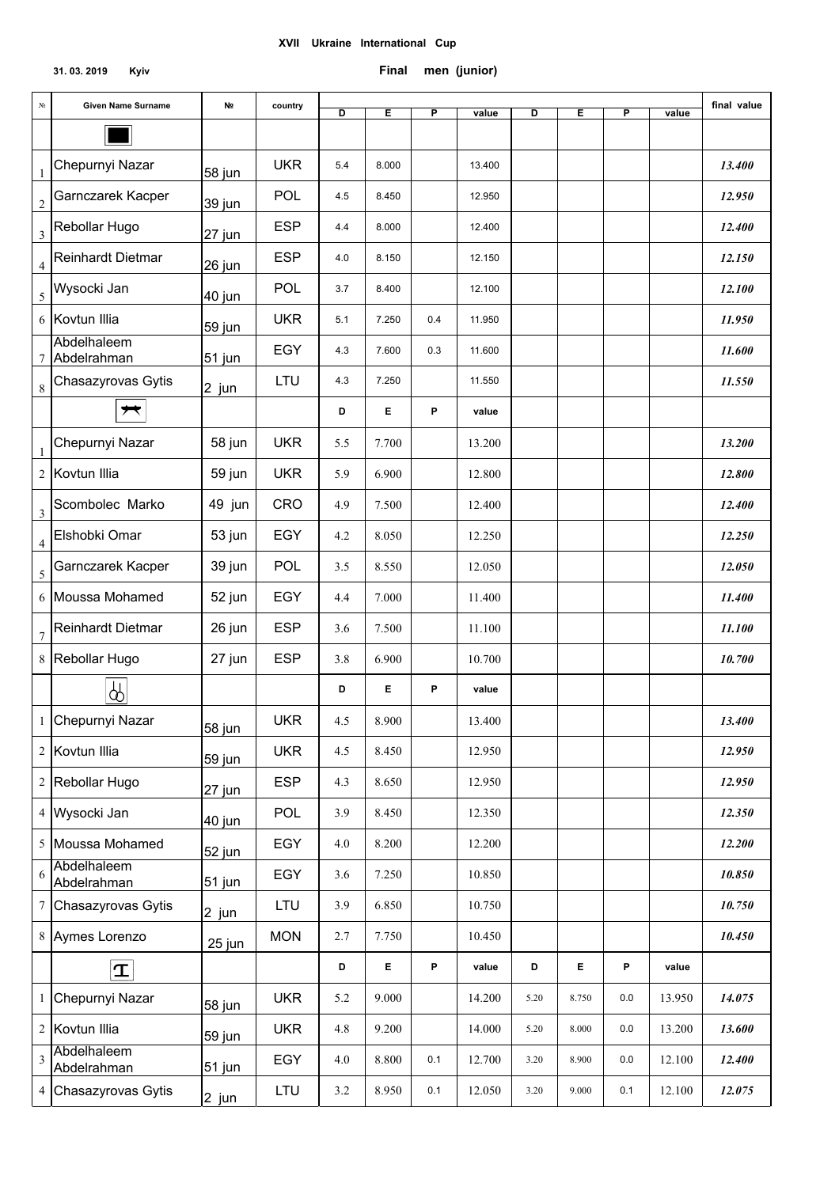**XVII Ukraine International Cup**

**31. 03. 2019 Kyiv**

**Final men (junior)**

| № | Given Name Surname | № | country | D | E | P | value | D | E | P | value | final value |
|---|---|---|---|---|---|---|---|---|---|---|---|---|
| | ■ | | | | | | | | | | | |
| 1 | Chepurnyi Nazar | 58 jun | UKR | 5.4 | 8.000 | | 13.400 | | | | | ***13.400*** |
| 2 | Garnczarek Kacper | 39 jun | POL | 4.5 | 8.450 | | 12.950 | | | | | ***12.950*** |
| 3 | Rebollar Hugo | 27 jun | ESP | 4.4 | 8.000 | | 12.400 | | | | | ***12.400*** |
| 4 | Reinhardt Dietmar | 26 jun | ESP | 4.0 | 8.150 | | 12.150 | | | | | ***12.150*** |
| 5 | Wysocki Jan | 40 jun | POL | 3.7 | 8.400 | | 12.100 | | | | | ***12.100*** |
| 6 | Kovtun Illia | 59 jun | UKR | 5.1 | 7.250 | 0.4 | 11.950 | | | | | ***11.950*** |
| 7 | Abdelhaleem Abdelrahman | 51 jun | EGY | 4.3 | 7.600 | 0.3 | 11.600 | | | | | ***11.600*** |
| 8 | Chasazyrovas Gytis | 2 jun | LTU | 4.3 | 7.250 | | 11.550 | | | | | ***11.550*** |
| | (pommel horse) | | | D | E | P | value | | | | | |
| 1 | Chepurnyi Nazar | 58 jun | UKR | 5.5 | 7.700 | | 13.200 | | | | | ***13.200*** |
| 2 | Kovtun Illia | 59 jun | UKR | 5.9 | 6.900 | | 12.800 | | | | | ***12.800*** |
| 3 | Scombolec Marko | 49 jun | CRO | 4.9 | 7.500 | | 12.400 | | | | | ***12.400*** |
| 4 | Elshobki Omar | 53 jun | EGY | 4.2 | 8.050 | | 12.250 | | | | | ***12.250*** |
| 5 | Garnczarek Kacper | 39 jun | POL | 3.5 | 8.550 | | 12.050 | | | | | ***12.050*** |
| 6 | Moussa Mohamed | 52 jun | EGY | 4.4 | 7.000 | | 11.400 | | | | | ***11.400*** |
| 7 | Reinhardt Dietmar | 26 jun | ESP | 3.6 | 7.500 | | 11.100 | | | | | ***11.100*** |
| 8 | Rebollar Hugo | 27 jun | ESP | 3.8 | 6.900 | | 10.700 | | | | | ***10.700*** |
| | (rings) | | | D | E | P | value | | | | | |
| 1 | Chepurnyi Nazar | 58 jun | UKR | 4.5 | 8.900 | | 13.400 | | | | | ***13.400*** |
| 2 | Kovtun Illia | 59 jun | UKR | 4.5 | 8.450 | | 12.950 | | | | | ***12.950*** |
| 2 | Rebollar Hugo | 27 jun | ESP | 4.3 | 8.650 | | 12.950 | | | | | ***12.950*** |
| 4 | Wysocki Jan | 40 jun | POL | 3.9 | 8.450 | | 12.350 | | | | | ***12.350*** |
| 5 | Moussa Mohamed | 52 jun | EGY | 4.0 | 8.200 | | 12.200 | | | | | ***12.200*** |
| 6 | Abdelhaleem Abdelrahman | 51 jun | EGY | 3.6 | 7.250 | | 10.850 | | | | | ***10.850*** |
| 7 | Chasazyrovas Gytis | 2 jun | LTU | 3.9 | 6.850 | | 10.750 | | | | | ***10.750*** |
| 8 | Aymes Lorenzo | 25 jun | MON | 2.7 | 7.750 | | 10.450 | | | | | ***10.450*** |
| | (vault) | | | D | E | P | value | D | E | P | value | |
| 1 | Chepurnyi Nazar | 58 jun | UKR | 5.2 | 9.000 | | 14.200 | 5.20 | 8.750 | 0.0 | 13.950 | ***14.075*** |
| 2 | Kovtun Illia | 59 jun | UKR | 4.8 | 9.200 | | 14.000 | 5.20 | 8.000 | 0.0 | 13.200 | ***13.600*** |
| 3 | Abdelhaleem Abdelrahman | 51 jun | EGY | 4.0 | 8.800 | 0.1 | 12.700 | 3.20 | 8.900 | 0.0 | 12.100 | ***12.400*** |
| 4 | Chasazyrovas Gytis | 2 jun | LTU | 3.2 | 8.950 | 0.1 | 12.050 | 3.20 | 9.000 | 0.1 | 12.100 | ***12.075*** |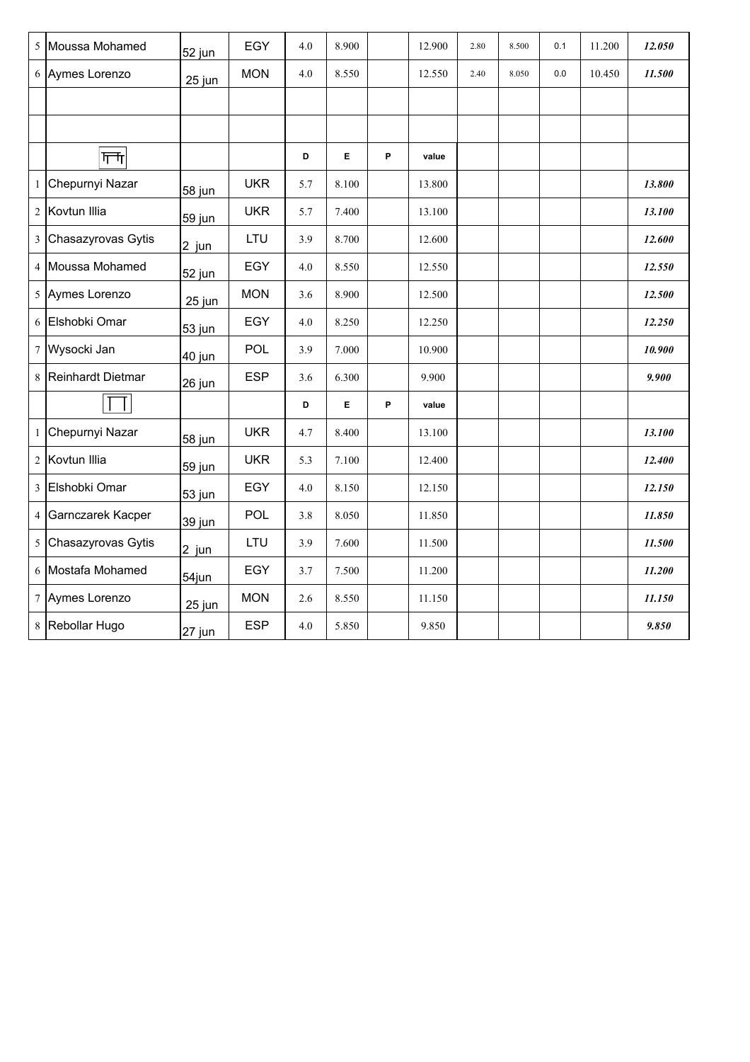| | | | | | | | | | | | | |
|---|---|---|---|---|---|---|---|---|---|---|---|---|
| 5 | Moussa Mohamed | 52 jun | EGY | 4.0 | 8.900 | | 12.900 | 2.80 | 8.500 | 0.1 | 11.200 | ***12.050*** |
| 6 | Aymes Lorenzo | 25 jun | MON | 4.0 | 8.550 | | 12.550 | 2.40 | 8.050 | 0.0 | 10.450 | ***11.500*** |
| | | | | | | | | | | | | |
| | | | | | | | | | | | | |
| | 卄 | | | **D** | **E** | **P** | **value** | | | | | |
| 1 | Chepurnyi Nazar | 58 jun | UKR | 5.7 | 8.100 | | 13.800 | | | | | ***13.800*** |
| 2 | Kovtun Illia | 59 jun | UKR | 5.7 | 7.400 | | 13.100 | | | | | ***13.100*** |
| 3 | Chasazyrovas Gytis | 2 jun | LTU | 3.9 | 8.700 | | 12.600 | | | | | ***12.600*** |
| 4 | Moussa Mohamed | 52 jun | EGY | 4.0 | 8.550 | | 12.550 | | | | | ***12.550*** |
| 5 | Aymes Lorenzo | 25 jun | MON | 3.6 | 8.900 | | 12.500 | | | | | ***12.500*** |
| 6 | Elshobki Omar | 53 jun | EGY | 4.0 | 8.250 | | 12.250 | | | | | ***12.250*** |
| 7 | Wysocki Jan | 40 jun | POL | 3.9 | 7.000 | | 10.900 | | | | | ***10.900*** |
| 8 | Reinhardt Dietmar | 26 jun | ESP | 3.6 | 6.300 | | 9.900 | | | | | ***9.900*** |
| | ┬┬ | | | **D** | **E** | **P** | **value** | | | | | |
| 1 | Chepurnyi Nazar | 58 jun | UKR | 4.7 | 8.400 | | 13.100 | | | | | ***13.100*** |
| 2 | Kovtun Illia | 59 jun | UKR | 5.3 | 7.100 | | 12.400 | | | | | ***12.400*** |
| 3 | Elshobki Omar | 53 jun | EGY | 4.0 | 8.150 | | 12.150 | | | | | ***12.150*** |
| 4 | Garnczarek Kacper | 39 jun | POL | 3.8 | 8.050 | | 11.850 | | | | | ***11.850*** |
| 5 | Chasazyrovas Gytis | 2 jun | LTU | 3.9 | 7.600 | | 11.500 | | | | | ***11.500*** |
| 6 | Mostafa Mohamed | 54jun | EGY | 3.7 | 7.500 | | 11.200 | | | | | ***11.200*** |
| 7 | Aymes Lorenzo | 25 jun | MON | 2.6 | 8.550 | | 11.150 | | | | | ***11.150*** |
| 8 | Rebollar Hugo | 27 jun | ESP | 4.0 | 5.850 | | 9.850 | | | | | ***9.850*** |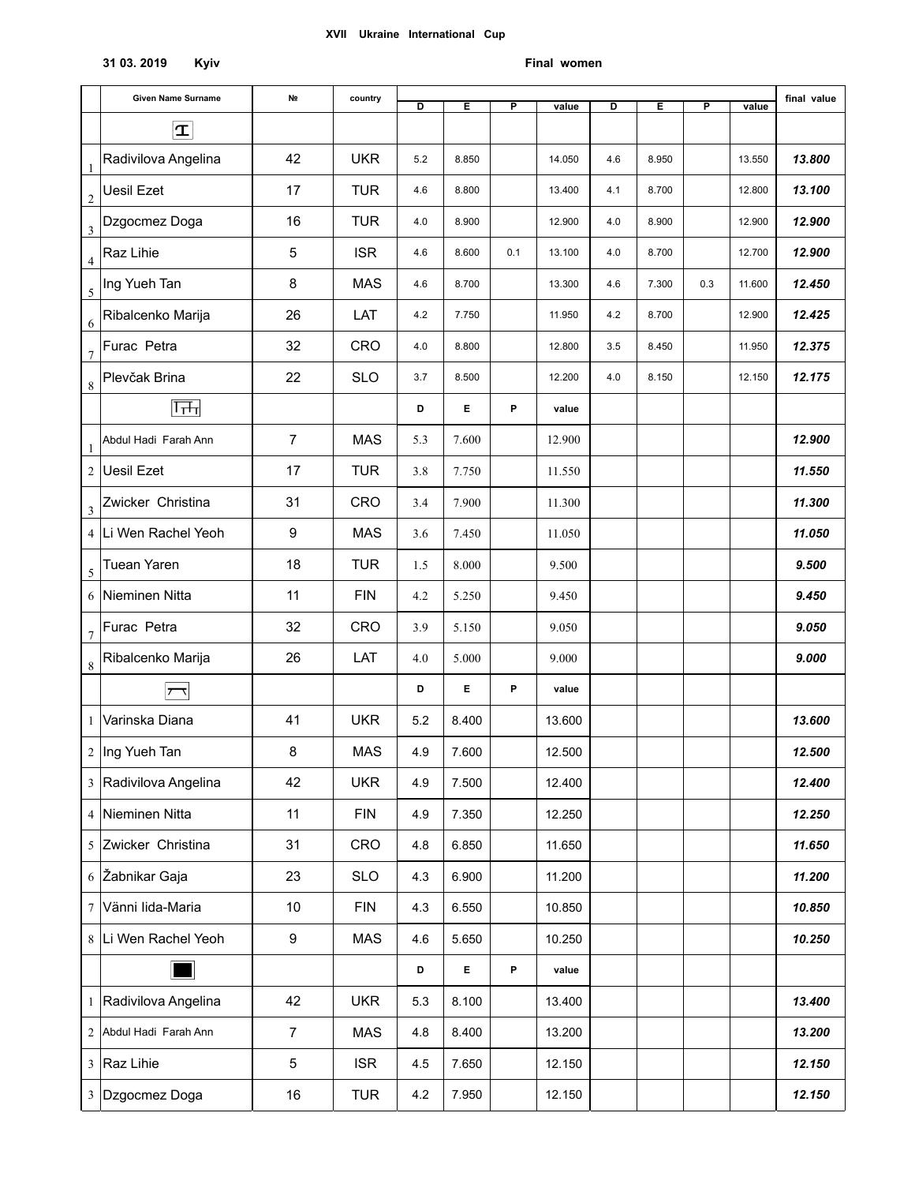XVII Ukraine International Cup

31 03. 2019 Kyiv

Final women

| | Given Name Surname | № | country | D | E | P | value | D | E | P | value | final value |
|---|---|---|---|---|---|---|---|---|---|---|---|---|
| | Vault | | | | | | | | | | | |
| 1 | Radivilova Angelina | 42 | UKR | 5.2 | 8.850 | | 14.050 | 4.6 | 8.950 | | 13.550 | ***13.800*** |
| 2 | Uesil Ezet | 17 | TUR | 4.6 | 8.800 | | 13.400 | 4.1 | 8.700 | | 12.800 | ***13.100*** |
| 3 | Dzgocmez Doga | 16 | TUR | 4.0 | 8.900 | | 12.900 | 4.0 | 8.900 | | 12.900 | ***12.900*** |
| 4 | Raz Lihie | 5 | ISR | 4.6 | 8.600 | 0.1 | 13.100 | 4.0 | 8.700 | | 12.700 | ***12.900*** |
| 5 | Ing Yueh Tan | 8 | MAS | 4.6 | 8.700 | | 13.300 | 4.6 | 7.300 | 0.3 | 11.600 | ***12.450*** |
| 6 | Ribalcenko Marija | 26 | LAT | 4.2 | 7.750 | | 11.950 | 4.2 | 8.700 | | 12.900 | ***12.425*** |
| 7 | Furac Petra | 32 | CRO | 4.0 | 8.800 | | 12.800 | 3.5 | 8.450 | | 11.950 | ***12.375*** |
| 8 | Plevčak Brina | 22 | SLO | 3.7 | 8.500 | | 12.200 | 4.0 | 8.150 | | 12.150 | ***12.175*** |
| | Uneven bars | | | D | E | P | value | | | | | |
| 1 | Abdul Hadi Farah Ann | 7 | MAS | 5.3 | 7.600 | | 12.900 | | | | | ***12.900*** |
| 2 | Uesil Ezet | 17 | TUR | 3.8 | 7.750 | | 11.550 | | | | | ***11.550*** |
| 3 | Zwicker Christina | 31 | CRO | 3.4 | 7.900 | | 11.300 | | | | | ***11.300*** |
| 4 | Li Wen Rachel Yeoh | 9 | MAS | 3.6 | 7.450 | | 11.050 | | | | | ***11.050*** |
| 5 | Tuean Yaren | 18 | TUR | 1.5 | 8.000 | | 9.500 | | | | | ***9.500*** |
| 6 | Nieminen Nitta | 11 | FIN | 4.2 | 5.250 | | 9.450 | | | | | ***9.450*** |
| 7 | Furac Petra | 32 | CRO | 3.9 | 5.150 | | 9.050 | | | | | ***9.050*** |
| 8 | Ribalcenko Marija | 26 | LAT | 4.0 | 5.000 | | 9.000 | | | | | ***9.000*** |
| | Balance beam | | | D | E | P | value | | | | | |
| 1 | Varinska Diana | 41 | UKR | 5.2 | 8.400 | | 13.600 | | | | | ***13.600*** |
| 2 | Ing Yueh Tan | 8 | MAS | 4.9 | 7.600 | | 12.500 | | | | | ***12.500*** |
| 3 | Radivilova Angelina | 42 | UKR | 4.9 | 7.500 | | 12.400 | | | | | ***12.400*** |
| 4 | Nieminen Nitta | 11 | FIN | 4.9 | 7.350 | | 12.250 | | | | | ***12.250*** |
| 5 | Zwicker Christina | 31 | CRO | 4.8 | 6.850 | | 11.650 | | | | | ***11.650*** |
| 6 | Žabnikar Gaja | 23 | SLO | 4.3 | 6.900 | | 11.200 | | | | | ***11.200*** |
| 7 | Vänni Iida-Maria | 10 | FIN | 4.3 | 6.550 | | 10.850 | | | | | ***10.850*** |
| 8 | Li Wen Rachel Yeoh | 9 | MAS | 4.6 | 5.650 | | 10.250 | | | | | ***10.250*** |
| | Floor exercise | | | D | E | P | value | | | | | |
| 1 | Radivilova Angelina | 42 | UKR | 5.3 | 8.100 | | 13.400 | | | | | ***13.400*** |
| 2 | Abdul Hadi Farah Ann | 7 | MAS | 4.8 | 8.400 | | 13.200 | | | | | ***13.200*** |
| 3 | Raz Lihie | 5 | ISR | 4.5 | 7.650 | | 12.150 | | | | | ***12.150*** |
| 3 | Dzgocmez Doga | 16 | TUR | 4.2 | 7.950 | | 12.150 | | | | | ***12.150*** |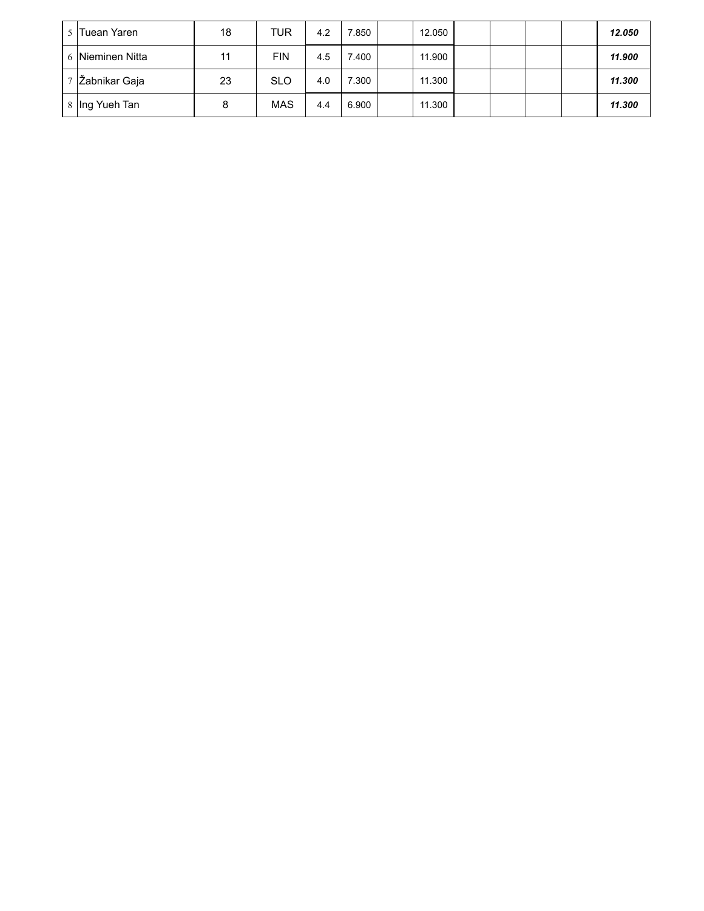| | | | | | | | | | | | | |
|---|---|---|---|---|---|---|---|---|---|---|---|---|
| 5 | Tuean Yaren | 18 | TUR | 4.2 | 7.850 | | 12.050 | | | | | ***12.050*** |
| 6 | Nieminen Nitta | 11 | FIN | 4.5 | 7.400 | | 11.900 | | | | | ***11.900*** |
| 7 | Žabnikar Gaja | 23 | SLO | 4.0 | 7.300 | | 11.300 | | | | | ***11.300*** |
| 8 | Ing Yueh Tan | 8 | MAS | 4.4 | 6.900 | | 11.300 | | | | | ***11.300*** |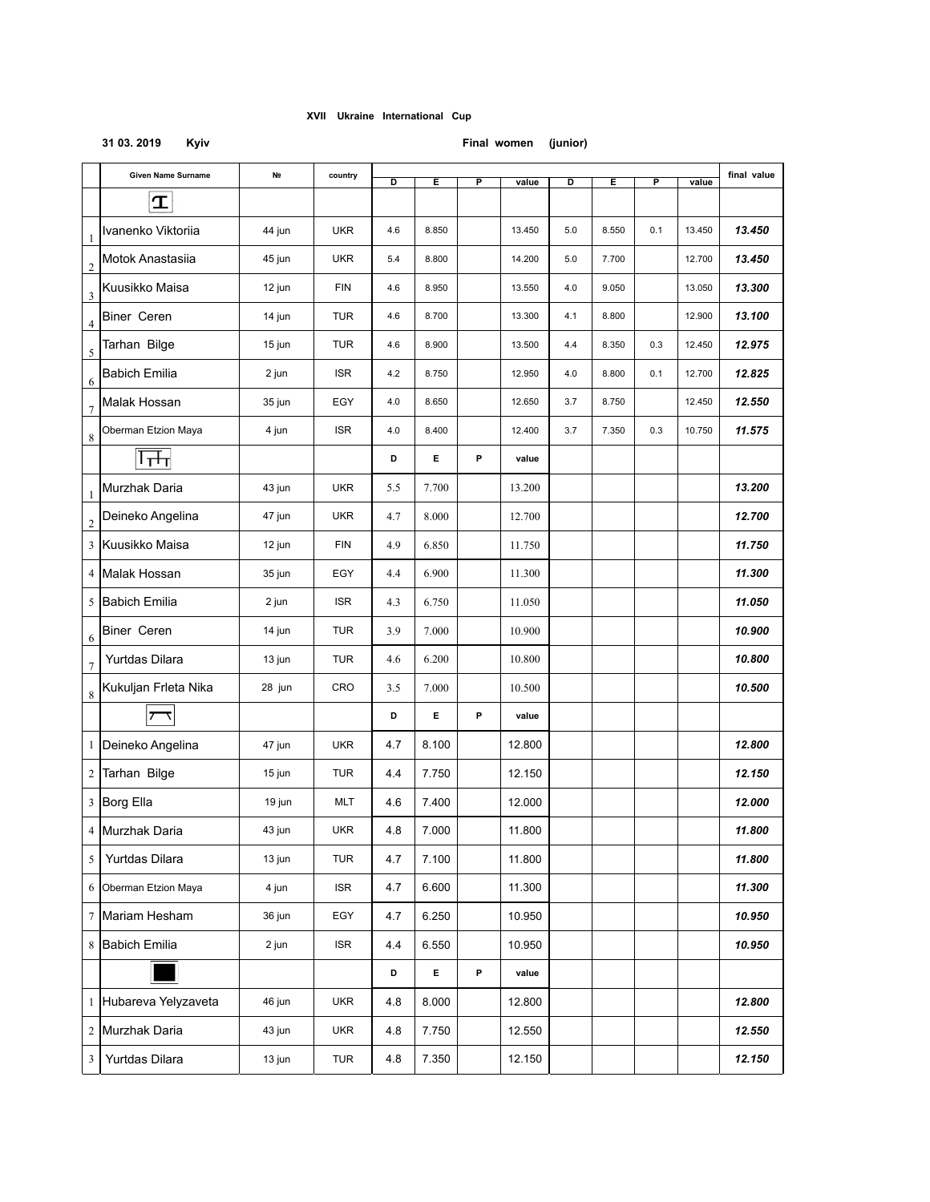**XVII Ukraine International Cup**

**31 03. 2019 Kyiv** **Final women (junior)**

| | Given Name Surname | № | country | D | E | P | value | D | E | P | value | final value |
|---|---|---|---|---|---|---|---|---|---|---|---|---|
| | Vault | | | | | | | | | | | |
| 1 | Ivanenko Viktoriia | 44 jun | UKR | 4.6 | 8.850 | | 13.450 | 5.0 | 8.550 | 0.1 | 13.450 | ***13.450*** |
| 2 | Motok Anastasiia | 45 jun | UKR | 5.4 | 8.800 | | 14.200 | 5.0 | 7.700 | | 12.700 | ***13.450*** |
| 3 | Kuusikko Maisa | 12 jun | FIN | 4.6 | 8.950 | | 13.550 | 4.0 | 9.050 | | 13.050 | ***13.300*** |
| 4 | Biner Ceren | 14 jun | TUR | 4.6 | 8.700 | | 13.300 | 4.1 | 8.800 | | 12.900 | ***13.100*** |
| 5 | Tarhan Bilge | 15 jun | TUR | 4.6 | 8.900 | | 13.500 | 4.4 | 8.350 | 0.3 | 12.450 | ***12.975*** |
| 6 | Babich Emilia | 2 jun | ISR | 4.2 | 8.750 | | 12.950 | 4.0 | 8.800 | 0.1 | 12.700 | ***12.825*** |
| 7 | Malak Hossan | 35 jun | EGY | 4.0 | 8.650 | | 12.650 | 3.7 | 8.750 | | 12.450 | ***12.550*** |
| 8 | Oberman Etzion Maya | 4 jun | ISR | 4.0 | 8.400 | | 12.400 | 3.7 | 7.350 | 0.3 | 10.750 | ***11.575*** |
| | Uneven bars | | | D | E | P | value | | | | | |
| 1 | Murzhak Daria | 43 jun | UKR | 5.5 | 7.700 | | 13.200 | | | | | ***13.200*** |
| 2 | Deineko Angelina | 47 jun | UKR | 4.7 | 8.000 | | 12.700 | | | | | ***12.700*** |
| 3 | Kuusikko Maisa | 12 jun | FIN | 4.9 | 6.850 | | 11.750 | | | | | ***11.750*** |
| 4 | Malak Hossan | 35 jun | EGY | 4.4 | 6.900 | | 11.300 | | | | | ***11.300*** |
| 5 | Babich Emilia | 2 jun | ISR | 4.3 | 6.750 | | 11.050 | | | | | ***11.050*** |
| 6 | Biner Ceren | 14 jun | TUR | 3.9 | 7.000 | | 10.900 | | | | | ***10.900*** |
| 7 | Yurtdas Dilara | 13 jun | TUR | 4.6 | 6.200 | | 10.800 | | | | | ***10.800*** |
| 8 | Kukuljan Frleta Nika | 28 jun | CRO | 3.5 | 7.000 | | 10.500 | | | | | ***10.500*** |
| | Balance beam | | | D | E | P | value | | | | | |
| 1 | Deineko Angelina | 47 jun | UKR | 4.7 | 8.100 | | 12.800 | | | | | ***12.800*** |
| 2 | Tarhan Bilge | 15 jun | TUR | 4.4 | 7.750 | | 12.150 | | | | | ***12.150*** |
| 3 | Borg Ella | 19 jun | MLT | 4.6 | 7.400 | | 12.000 | | | | | ***12.000*** |
| 4 | Murzhak Daria | 43 jun | UKR | 4.8 | 7.000 | | 11.800 | | | | | ***11.800*** |
| 5 | Yurtdas Dilara | 13 jun | TUR | 4.7 | 7.100 | | 11.800 | | | | | ***11.800*** |
| 6 | Oberman Etzion Maya | 4 jun | ISR | 4.7 | 6.600 | | 11.300 | | | | | ***11.300*** |
| 7 | Mariam Hesham | 36 jun | EGY | 4.7 | 6.250 | | 10.950 | | | | | ***10.950*** |
| 8 | Babich Emilia | 2 jun | ISR | 4.4 | 6.550 | | 10.950 | | | | | ***10.950*** |
| | Floor exercise | | | D | E | P | value | | | | | |
| 1 | Hubareva Yelyzaveta | 46 jun | UKR | 4.8 | 8.000 | | 12.800 | | | | | ***12.800*** |
| 2 | Murzhak Daria | 43 jun | UKR | 4.8 | 7.750 | | 12.550 | | | | | ***12.550*** |
| 3 | Yurtdas Dilara | 13 jun | TUR | 4.8 | 7.350 | | 12.150 | | | | | ***12.150*** |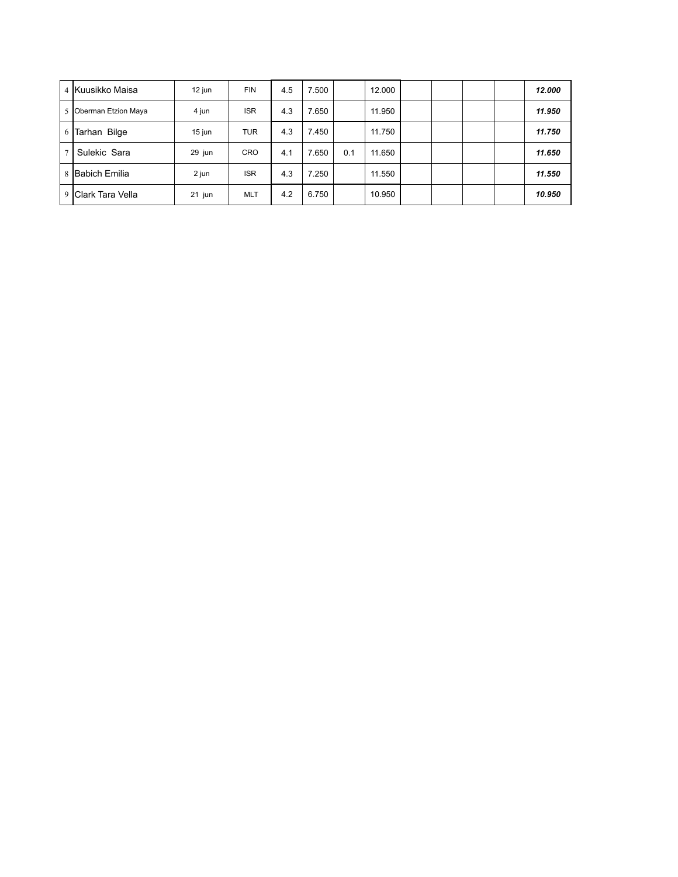| | | | | | | | | | | | | |
|---|---|---|---|---|---|---|---|---|---|---|---|---|
| 4 | Kuusikko Maisa | 12 jun | FIN | 4.5 | 7.500 | | 12.000 | | | | | ***12.000*** |
| 5 | Oberman Etzion Maya | 4 jun | ISR | 4.3 | 7.650 | | 11.950 | | | | | ***11.950*** |
| 6 | Tarhan Bilge | 15 jun | TUR | 4.3 | 7.450 | | 11.750 | | | | | ***11.750*** |
| 7 | Sulekic Sara | 29 jun | CRO | 4.1 | 7.650 | 0.1 | 11.650 | | | | | ***11.650*** |
| 8 | Babich Emilia | 2 jun | ISR | 4.3 | 7.250 | | 11.550 | | | | | ***11.550*** |
| 9 | Clark Tara Vella | 21 jun | MLT | 4.2 | 6.750 | | 10.950 | | | | | ***10.950*** |